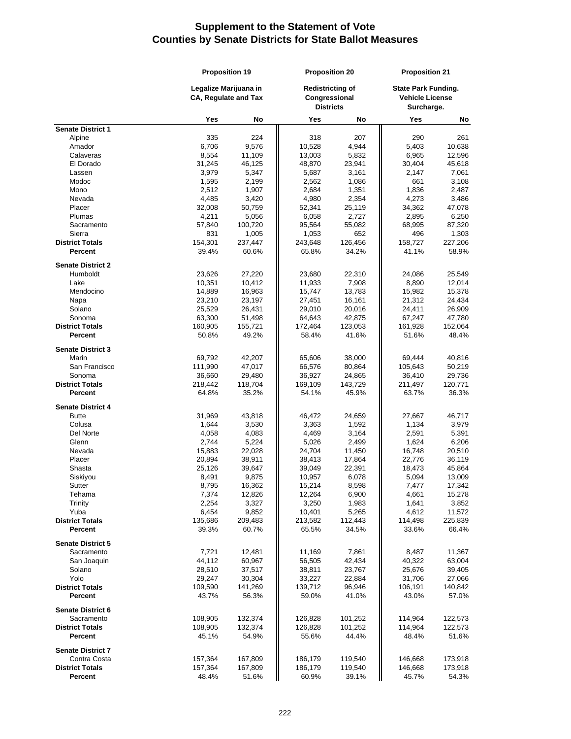# Supplement to the Statement of Vote
# Counties by Senate Districts for State Ballot Measures

| | Proposition 19 | | Proposition 20 | | Proposition 21 | |
|---|---|---|---|---|---|---|
| | Legalize Marijuana in CA, Regulate and Tax | | Redistricting of Congressional Districts | | State Park Funding. Vehicle License Surcharge. | |
| | Yes | No | Yes | No | Yes | No |
| **Senate District 1** | | | | | | |
| Alpine | 335 | 224 | 318 | 207 | 290 | 261 |
| Amador | 6,706 | 9,576 | 10,528 | 4,944 | 5,403 | 10,638 |
| Calaveras | 8,554 | 11,109 | 13,003 | 5,832 | 6,965 | 12,596 |
| El Dorado | 31,245 | 46,125 | 48,870 | 23,941 | 30,404 | 45,618 |
| Lassen | 3,979 | 5,347 | 5,687 | 3,161 | 2,147 | 7,061 |
| Modoc | 1,595 | 2,199 | 2,562 | 1,086 | 661 | 3,108 |
| Mono | 2,512 | 1,907 | 2,684 | 1,351 | 1,836 | 2,487 |
| Nevada | 4,485 | 3,420 | 4,980 | 2,354 | 4,273 | 3,486 |
| Placer | 32,008 | 50,759 | 52,341 | 25,119 | 34,362 | 47,078 |
| Plumas | 4,211 | 5,056 | 6,058 | 2,727 | 2,895 | 6,250 |
| Sacramento | 57,840 | 100,720 | 95,564 | 55,082 | 68,995 | 87,320 |
| Sierra | 831 | 1,005 | 1,053 | 652 | 496 | 1,303 |
| **District Totals** | 154,301 | 237,447 | 243,648 | 126,456 | 158,727 | 227,206 |
| **Percent** | 39.4% | 60.6% | 65.8% | 34.2% | 41.1% | 58.9% |
| **Senate District 2** | | | | | | |
| Humboldt | 23,626 | 27,220 | 23,680 | 22,310 | 24,086 | 25,549 |
| Lake | 10,351 | 10,412 | 11,933 | 7,908 | 8,890 | 12,014 |
| Mendocino | 14,889 | 16,963 | 15,747 | 13,783 | 15,982 | 15,378 |
| Napa | 23,210 | 23,197 | 27,451 | 16,161 | 21,312 | 24,434 |
| Solano | 25,529 | 26,431 | 29,010 | 20,016 | 24,411 | 26,909 |
| Sonoma | 63,300 | 51,498 | 64,643 | 42,875 | 67,247 | 47,780 |
| **District Totals** | 160,905 | 155,721 | 172,464 | 123,053 | 161,928 | 152,064 |
| **Percent** | 50.8% | 49.2% | 58.4% | 41.6% | 51.6% | 48.4% |
| **Senate District 3** | | | | | | |
| Marin | 69,792 | 42,207 | 65,606 | 38,000 | 69,444 | 40,816 |
| San Francisco | 111,990 | 47,017 | 66,576 | 80,864 | 105,643 | 50,219 |
| Sonoma | 36,660 | 29,480 | 36,927 | 24,865 | 36,410 | 29,736 |
| **District Totals** | 218,442 | 118,704 | 169,109 | 143,729 | 211,497 | 120,771 |
| **Percent** | 64.8% | 35.2% | 54.1% | 45.9% | 63.7% | 36.3% |
| **Senate District 4** | | | | | | |
| Butte | 31,969 | 43,818 | 46,472 | 24,659 | 27,667 | 46,717 |
| Colusa | 1,644 | 3,530 | 3,363 | 1,592 | 1,134 | 3,979 |
| Del Norte | 4,058 | 4,083 | 4,469 | 3,164 | 2,591 | 5,391 |
| Glenn | 2,744 | 5,224 | 5,026 | 2,499 | 1,624 | 6,206 |
| Nevada | 15,883 | 22,028 | 24,704 | 11,450 | 16,748 | 20,510 |
| Placer | 20,894 | 38,911 | 38,413 | 17,864 | 22,776 | 36,119 |
| Shasta | 25,126 | 39,647 | 39,049 | 22,391 | 18,473 | 45,864 |
| Siskiyou | 8,491 | 9,875 | 10,957 | 6,078 | 5,094 | 13,009 |
| Sutter | 8,795 | 16,362 | 15,214 | 8,598 | 7,477 | 17,342 |
| Tehama | 7,374 | 12,826 | 12,264 | 6,900 | 4,661 | 15,278 |
| Trinity | 2,254 | 3,327 | 3,250 | 1,983 | 1,641 | 3,852 |
| Yuba | 6,454 | 9,852 | 10,401 | 5,265 | 4,612 | 11,572 |
| **District Totals** | 135,686 | 209,483 | 213,582 | 112,443 | 114,498 | 225,839 |
| **Percent** | 39.3% | 60.7% | 65.5% | 34.5% | 33.6% | 66.4% |
| **Senate District 5** | | | | | | |
| Sacramento | 7,721 | 12,481 | 11,169 | 7,861 | 8,487 | 11,367 |
| San Joaquin | 44,112 | 60,967 | 56,505 | 42,434 | 40,322 | 63,004 |
| Solano | 28,510 | 37,517 | 38,811 | 23,767 | 25,676 | 39,405 |
| Yolo | 29,247 | 30,304 | 33,227 | 22,884 | 31,706 | 27,066 |
| **District Totals** | 109,590 | 141,269 | 139,712 | 96,946 | 106,191 | 140,842 |
| **Percent** | 43.7% | 56.3% | 59.0% | 41.0% | 43.0% | 57.0% |
| **Senate District 6** | | | | | | |
| Sacramento | 108,905 | 132,374 | 126,828 | 101,252 | 114,964 | 122,573 |
| **District Totals** | 108,905 | 132,374 | 126,828 | 101,252 | 114,964 | 122,573 |
| **Percent** | 45.1% | 54.9% | 55.6% | 44.4% | 48.4% | 51.6% |
| **Senate District 7** | | | | | | |
| Contra Costa | 157,364 | 167,809 | 186,179 | 119,540 | 146,668 | 173,918 |
| **District Totals** | 157,364 | 167,809 | 186,179 | 119,540 | 146,668 | 173,918 |
| **Percent** | 48.4% | 51.6% | 60.9% | 39.1% | 45.7% | 54.3% |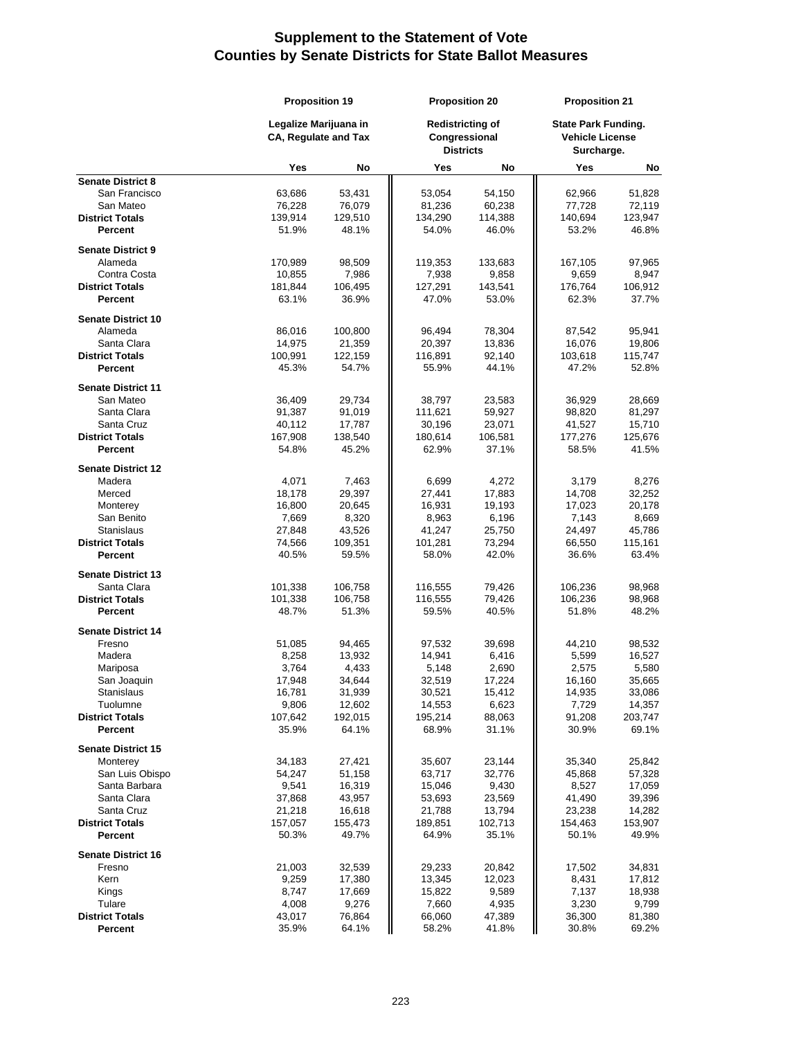# Supplement to the Statement of Vote
## Counties by Senate Districts for State Ballot Measures

| | Proposition 19 | | Proposition 20 | | Proposition 21 | |
|---|---|---|---|---|---|---|
| | Legalize Marijuana in CA, Regulate and Tax | | Redistricting of Congressional Districts | | State Park Funding. Vehicle License Surcharge. | |
| | Yes | No | Yes | No | Yes | No |
| **Senate District 8** | | | | | | |
| San Francisco | 63,686 | 53,431 | 53,054 | 54,150 | 62,966 | 51,828 |
| San Mateo | 76,228 | 76,079 | 81,236 | 60,238 | 77,728 | 72,119 |
| **District Totals** | 139,914 | 129,510 | 134,290 | 114,388 | 140,694 | 123,947 |
| **Percent** | 51.9% | 48.1% | 54.0% | 46.0% | 53.2% | 46.8% |
| **Senate District 9** | | | | | | |
| Alameda | 170,989 | 98,509 | 119,353 | 133,683 | 167,105 | 97,965 |
| Contra Costa | 10,855 | 7,986 | 7,938 | 9,858 | 9,659 | 8,947 |
| **District Totals** | 181,844 | 106,495 | 127,291 | 143,541 | 176,764 | 106,912 |
| **Percent** | 63.1% | 36.9% | 47.0% | 53.0% | 62.3% | 37.7% |
| **Senate District 10** | | | | | | |
| Alameda | 86,016 | 100,800 | 96,494 | 78,304 | 87,542 | 95,941 |
| Santa Clara | 14,975 | 21,359 | 20,397 | 13,836 | 16,076 | 19,806 |
| **District Totals** | 100,991 | 122,159 | 116,891 | 92,140 | 103,618 | 115,747 |
| **Percent** | 45.3% | 54.7% | 55.9% | 44.1% | 47.2% | 52.8% |
| **Senate District 11** | | | | | | |
| San Mateo | 36,409 | 29,734 | 38,797 | 23,583 | 36,929 | 28,669 |
| Santa Clara | 91,387 | 91,019 | 111,621 | 59,927 | 98,820 | 81,297 |
| Santa Cruz | 40,112 | 17,787 | 30,196 | 23,071 | 41,527 | 15,710 |
| **District Totals** | 167,908 | 138,540 | 180,614 | 106,581 | 177,276 | 125,676 |
| **Percent** | 54.8% | 45.2% | 62.9% | 37.1% | 58.5% | 41.5% |
| **Senate District 12** | | | | | | |
| Madera | 4,071 | 7,463 | 6,699 | 4,272 | 3,179 | 8,276 |
| Merced | 18,178 | 29,397 | 27,441 | 17,883 | 14,708 | 32,252 |
| Monterey | 16,800 | 20,645 | 16,931 | 19,193 | 17,023 | 20,178 |
| San Benito | 7,669 | 8,320 | 8,963 | 6,196 | 7,143 | 8,669 |
| Stanislaus | 27,848 | 43,526 | 41,247 | 25,750 | 24,497 | 45,786 |
| **District Totals** | 74,566 | 109,351 | 101,281 | 73,294 | 66,550 | 115,161 |
| **Percent** | 40.5% | 59.5% | 58.0% | 42.0% | 36.6% | 63.4% |
| **Senate District 13** | | | | | | |
| Santa Clara | 101,338 | 106,758 | 116,555 | 79,426 | 106,236 | 98,968 |
| **District Totals** | 101,338 | 106,758 | 116,555 | 79,426 | 106,236 | 98,968 |
| **Percent** | 48.7% | 51.3% | 59.5% | 40.5% | 51.8% | 48.2% |
| **Senate District 14** | | | | | | |
| Fresno | 51,085 | 94,465 | 97,532 | 39,698 | 44,210 | 98,532 |
| Madera | 8,258 | 13,932 | 14,941 | 6,416 | 5,599 | 16,527 |
| Mariposa | 3,764 | 4,433 | 5,148 | 2,690 | 2,575 | 5,580 |
| San Joaquin | 17,948 | 34,644 | 32,519 | 17,224 | 16,160 | 35,665 |
| Stanislaus | 16,781 | 31,939 | 30,521 | 15,412 | 14,935 | 33,086 |
| Tuolumne | 9,806 | 12,602 | 14,553 | 6,623 | 7,729 | 14,357 |
| **District Totals** | 107,642 | 192,015 | 195,214 | 88,063 | 91,208 | 203,747 |
| **Percent** | 35.9% | 64.1% | 68.9% | 31.1% | 30.9% | 69.1% |
| **Senate District 15** | | | | | | |
| Monterey | 34,183 | 27,421 | 35,607 | 23,144 | 35,340 | 25,842 |
| San Luis Obispo | 54,247 | 51,158 | 63,717 | 32,776 | 45,868 | 57,328 |
| Santa Barbara | 9,541 | 16,319 | 15,046 | 9,430 | 8,527 | 17,059 |
| Santa Clara | 37,868 | 43,957 | 53,693 | 23,569 | 41,490 | 39,396 |
| Santa Cruz | 21,218 | 16,618 | 21,788 | 13,794 | 23,238 | 14,282 |
| **District Totals** | 157,057 | 155,473 | 189,851 | 102,713 | 154,463 | 153,907 |
| **Percent** | 50.3% | 49.7% | 64.9% | 35.1% | 50.1% | 49.9% |
| **Senate District 16** | | | | | | |
| Fresno | 21,003 | 32,539 | 29,233 | 20,842 | 17,502 | 34,831 |
| Kern | 9,259 | 17,380 | 13,345 | 12,023 | 8,431 | 17,812 |
| Kings | 8,747 | 17,669 | 15,822 | 9,589 | 7,137 | 18,938 |
| Tulare | 4,008 | 9,276 | 7,660 | 4,935 | 3,230 | 9,799 |
| **District Totals** | 43,017 | 76,864 | 66,060 | 47,389 | 36,300 | 81,380 |
| **Percent** | 35.9% | 64.1% | 58.2% | 41.8% | 30.8% | 69.2% |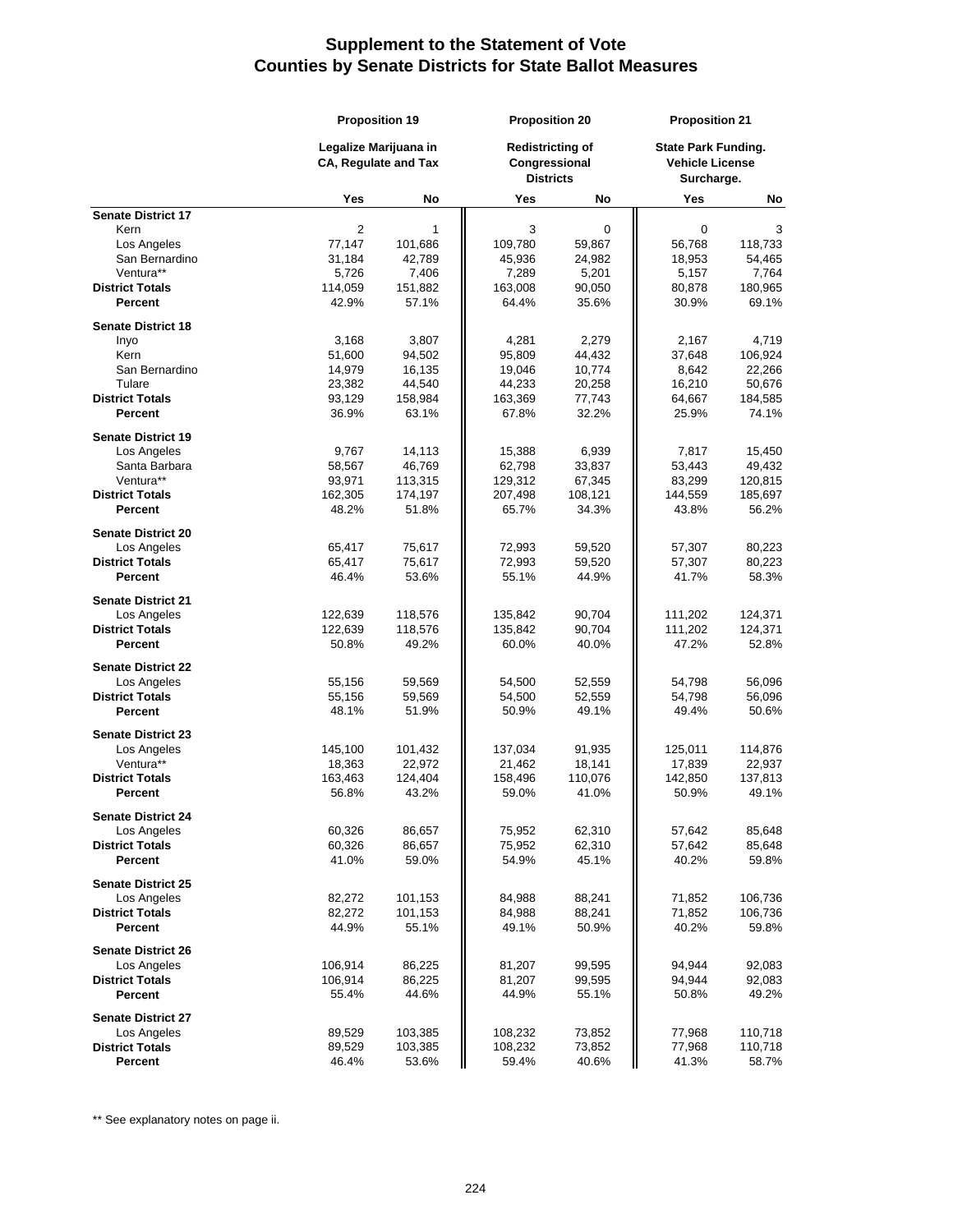# Supplement to the Statement of Vote
# Counties by Senate Districts for State Ballot Measures

| | Proposition 19 | | Proposition 20 | | Proposition 21 | |
|---|---|---|---|---|---|---|
| | Legalize Marijuana in CA, Regulate and Tax | | Redistricting of Congressional Districts | | State Park Funding. Vehicle License Surcharge. | |
| | Yes | No | Yes | No | Yes | No |
| **Senate District 17** | | | | | | |
| Kern | 2 | 1 | 3 | 0 | 0 | 3 |
| Los Angeles | 77,147 | 101,686 | 109,780 | 59,867 | 56,768 | 118,733 |
| San Bernardino | 31,184 | 42,789 | 45,936 | 24,982 | 18,953 | 54,465 |
| Ventura** | 5,726 | 7,406 | 7,289 | 5,201 | 5,157 | 7,764 |
| **District Totals** | 114,059 | 151,882 | 163,008 | 90,050 | 80,878 | 180,965 |
| **Percent** | 42.9% | 57.1% | 64.4% | 35.6% | 30.9% | 69.1% |
| **Senate District 18** | | | | | | |
| Inyo | 3,168 | 3,807 | 4,281 | 2,279 | 2,167 | 4,719 |
| Kern | 51,600 | 94,502 | 95,809 | 44,432 | 37,648 | 106,924 |
| San Bernardino | 14,979 | 16,135 | 19,046 | 10,774 | 8,642 | 22,266 |
| Tulare | 23,382 | 44,540 | 44,233 | 20,258 | 16,210 | 50,676 |
| **District Totals** | 93,129 | 158,984 | 163,369 | 77,743 | 64,667 | 184,585 |
| **Percent** | 36.9% | 63.1% | 67.8% | 32.2% | 25.9% | 74.1% |
| **Senate District 19** | | | | | | |
| Los Angeles | 9,767 | 14,113 | 15,388 | 6,939 | 7,817 | 15,450 |
| Santa Barbara | 58,567 | 46,769 | 62,798 | 33,837 | 53,443 | 49,432 |
| Ventura** | 93,971 | 113,315 | 129,312 | 67,345 | 83,299 | 120,815 |
| **District Totals** | 162,305 | 174,197 | 207,498 | 108,121 | 144,559 | 185,697 |
| **Percent** | 48.2% | 51.8% | 65.7% | 34.3% | 43.8% | 56.2% |
| **Senate District 20** | | | | | | |
| Los Angeles | 65,417 | 75,617 | 72,993 | 59,520 | 57,307 | 80,223 |
| **District Totals** | 65,417 | 75,617 | 72,993 | 59,520 | 57,307 | 80,223 |
| **Percent** | 46.4% | 53.6% | 55.1% | 44.9% | 41.7% | 58.3% |
| **Senate District 21** | | | | | | |
| Los Angeles | 122,639 | 118,576 | 135,842 | 90,704 | 111,202 | 124,371 |
| **District Totals** | 122,639 | 118,576 | 135,842 | 90,704 | 111,202 | 124,371 |
| **Percent** | 50.8% | 49.2% | 60.0% | 40.0% | 47.2% | 52.8% |
| **Senate District 22** | | | | | | |
| Los Angeles | 55,156 | 59,569 | 54,500 | 52,559 | 54,798 | 56,096 |
| **District Totals** | 55,156 | 59,569 | 54,500 | 52,559 | 54,798 | 56,096 |
| **Percent** | 48.1% | 51.9% | 50.9% | 49.1% | 49.4% | 50.6% |
| **Senate District 23** | | | | | | |
| Los Angeles | 145,100 | 101,432 | 137,034 | 91,935 | 125,011 | 114,876 |
| Ventura** | 18,363 | 22,972 | 21,462 | 18,141 | 17,839 | 22,937 |
| **District Totals** | 163,463 | 124,404 | 158,496 | 110,076 | 142,850 | 137,813 |
| **Percent** | 56.8% | 43.2% | 59.0% | 41.0% | 50.9% | 49.1% |
| **Senate District 24** | | | | | | |
| Los Angeles | 60,326 | 86,657 | 75,952 | 62,310 | 57,642 | 85,648 |
| **District Totals** | 60,326 | 86,657 | 75,952 | 62,310 | 57,642 | 85,648 |
| **Percent** | 41.0% | 59.0% | 54.9% | 45.1% | 40.2% | 59.8% |
| **Senate District 25** | | | | | | |
| Los Angeles | 82,272 | 101,153 | 84,988 | 88,241 | 71,852 | 106,736 |
| **District Totals** | 82,272 | 101,153 | 84,988 | 88,241 | 71,852 | 106,736 |
| **Percent** | 44.9% | 55.1% | 49.1% | 50.9% | 40.2% | 59.8% |
| **Senate District 26** | | | | | | |
| Los Angeles | 106,914 | 86,225 | 81,207 | 99,595 | 94,944 | 92,083 |
| **District Totals** | 106,914 | 86,225 | 81,207 | 99,595 | 94,944 | 92,083 |
| **Percent** | 55.4% | 44.6% | 44.9% | 55.1% | 50.8% | 49.2% |
| **Senate District 27** | | | | | | |
| Los Angeles | 89,529 | 103,385 | 108,232 | 73,852 | 77,968 | 110,718 |
| **District Totals** | 89,529 | 103,385 | 108,232 | 73,852 | 77,968 | 110,718 |
| **Percent** | 46.4% | 53.6% | 59.4% | 40.6% | 41.3% | 58.7% |

** See explanatory notes on page ii.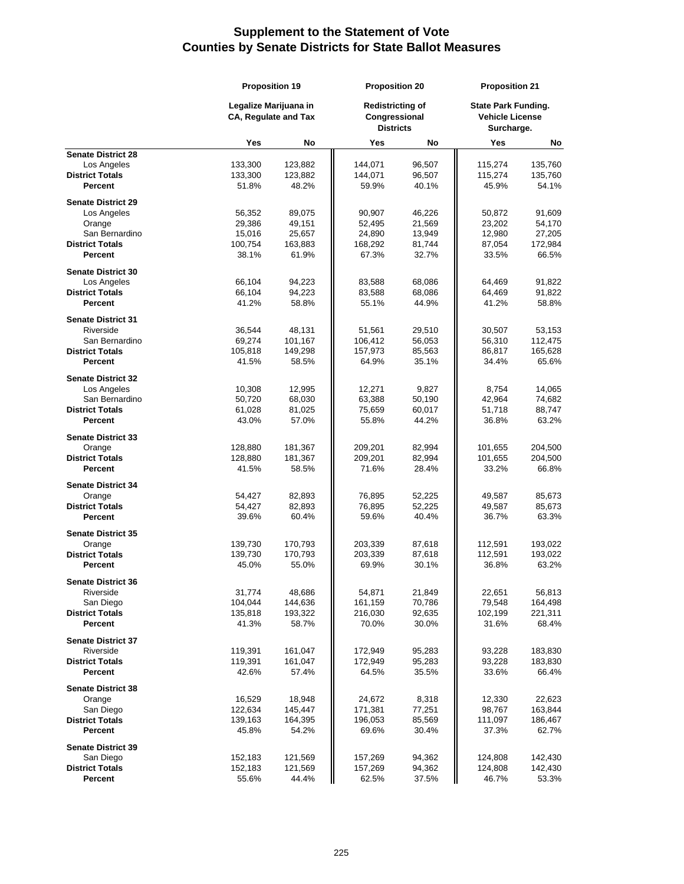# Supplement to the Statement of Vote
## Counties by Senate Districts for State Ballot Measures

| | Proposition 19 | | Proposition 20 | | Proposition 21 | |
|---|---|---|---|---|---|---|
| | Legalize Marijuana in CA, Regulate and Tax | | Redistricting of Congressional Districts | | State Park Funding. Vehicle License Surcharge. | |
| | Yes | No | Yes | No | Yes | No |
| **Senate District 28** | | | | | | |
| Los Angeles | 133,300 | 123,882 | 144,071 | 96,507 | 115,274 | 135,760 |
| **District Totals** | 133,300 | 123,882 | 144,071 | 96,507 | 115,274 | 135,760 |
| **Percent** | 51.8% | 48.2% | 59.9% | 40.1% | 45.9% | 54.1% |
| **Senate District 29** | | | | | | |
| Los Angeles | 56,352 | 89,075 | 90,907 | 46,226 | 50,872 | 91,609 |
| Orange | 29,386 | 49,151 | 52,495 | 21,569 | 23,202 | 54,170 |
| San Bernardino | 15,016 | 25,657 | 24,890 | 13,949 | 12,980 | 27,205 |
| **District Totals** | 100,754 | 163,883 | 168,292 | 81,744 | 87,054 | 172,984 |
| **Percent** | 38.1% | 61.9% | 67.3% | 32.7% | 33.5% | 66.5% |
| **Senate District 30** | | | | | | |
| Los Angeles | 66,104 | 94,223 | 83,588 | 68,086 | 64,469 | 91,822 |
| **District Totals** | 66,104 | 94,223 | 83,588 | 68,086 | 64,469 | 91,822 |
| **Percent** | 41.2% | 58.8% | 55.1% | 44.9% | 41.2% | 58.8% |
| **Senate District 31** | | | | | | |
| Riverside | 36,544 | 48,131 | 51,561 | 29,510 | 30,507 | 53,153 |
| San Bernardino | 69,274 | 101,167 | 106,412 | 56,053 | 56,310 | 112,475 |
| **District Totals** | 105,818 | 149,298 | 157,973 | 85,563 | 86,817 | 165,628 |
| **Percent** | 41.5% | 58.5% | 64.9% | 35.1% | 34.4% | 65.6% |
| **Senate District 32** | | | | | | |
| Los Angeles | 10,308 | 12,995 | 12,271 | 9,827 | 8,754 | 14,065 |
| San Bernardino | 50,720 | 68,030 | 63,388 | 50,190 | 42,964 | 74,682 |
| **District Totals** | 61,028 | 81,025 | 75,659 | 60,017 | 51,718 | 88,747 |
| **Percent** | 43.0% | 57.0% | 55.8% | 44.2% | 36.8% | 63.2% |
| **Senate District 33** | | | | | | |
| Orange | 128,880 | 181,367 | 209,201 | 82,994 | 101,655 | 204,500 |
| **District Totals** | 128,880 | 181,367 | 209,201 | 82,994 | 101,655 | 204,500 |
| **Percent** | 41.5% | 58.5% | 71.6% | 28.4% | 33.2% | 66.8% |
| **Senate District 34** | | | | | | |
| Orange | 54,427 | 82,893 | 76,895 | 52,225 | 49,587 | 85,673 |
| **District Totals** | 54,427 | 82,893 | 76,895 | 52,225 | 49,587 | 85,673 |
| **Percent** | 39.6% | 60.4% | 59.6% | 40.4% | 36.7% | 63.3% |
| **Senate District 35** | | | | | | |
| Orange | 139,730 | 170,793 | 203,339 | 87,618 | 112,591 | 193,022 |
| **District Totals** | 139,730 | 170,793 | 203,339 | 87,618 | 112,591 | 193,022 |
| **Percent** | 45.0% | 55.0% | 69.9% | 30.1% | 36.8% | 63.2% |
| **Senate District 36** | | | | | | |
| Riverside | 31,774 | 48,686 | 54,871 | 21,849 | 22,651 | 56,813 |
| San Diego | 104,044 | 144,636 | 161,159 | 70,786 | 79,548 | 164,498 |
| **District Totals** | 135,818 | 193,322 | 216,030 | 92,635 | 102,199 | 221,311 |
| **Percent** | 41.3% | 58.7% | 70.0% | 30.0% | 31.6% | 68.4% |
| **Senate District 37** | | | | | | |
| Riverside | 119,391 | 161,047 | 172,949 | 95,283 | 93,228 | 183,830 |
| **District Totals** | 119,391 | 161,047 | 172,949 | 95,283 | 93,228 | 183,830 |
| **Percent** | 42.6% | 57.4% | 64.5% | 35.5% | 33.6% | 66.4% |
| **Senate District 38** | | | | | | |
| Orange | 16,529 | 18,948 | 24,672 | 8,318 | 12,330 | 22,623 |
| San Diego | 122,634 | 145,447 | 171,381 | 77,251 | 98,767 | 163,844 |
| **District Totals** | 139,163 | 164,395 | 196,053 | 85,569 | 111,097 | 186,467 |
| **Percent** | 45.8% | 54.2% | 69.6% | 30.4% | 37.3% | 62.7% |
| **Senate District 39** | | | | | | |
| San Diego | 152,183 | 121,569 | 157,269 | 94,362 | 124,808 | 142,430 |
| **District Totals** | 152,183 | 121,569 | 157,269 | 94,362 | 124,808 | 142,430 |
| **Percent** | 55.6% | 44.4% | 62.5% | 37.5% | 46.7% | 53.3% |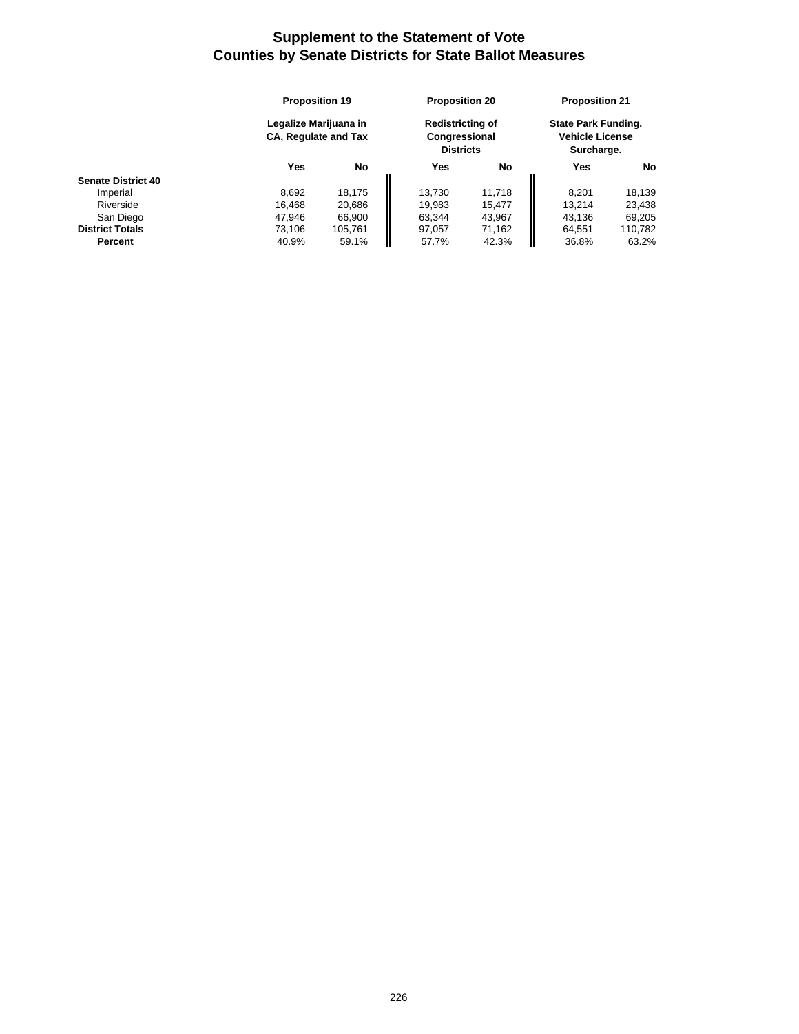# Supplement to the Statement of Vote
## Counties by Senate Districts for State Ballot Measures

| | Proposition 19 | | Proposition 20 | | Proposition 21 | |
|---|---|---|---|---|---|---|
| | Legalize Marijuana in CA, Regulate and Tax | | Redistricting of Congressional Districts | | State Park Funding. Vehicle License Surcharge. | |
| | Yes | No | Yes | No | Yes | No |
| **Senate District 40** | | | | | | |
| Imperial | 8,692 | 18,175 | 13,730 | 11,718 | 8,201 | 18,139 |
| Riverside | 16,468 | 20,686 | 19,983 | 15,477 | 13,214 | 23,438 |
| San Diego | 47,946 | 66,900 | 63,344 | 43,967 | 43,136 | 69,205 |
| **District Totals** | 73,106 | 105,761 | 97,057 | 71,162 | 64,551 | 110,782 |
| **Percent** | 40.9% | 59.1% | 57.7% | 42.3% | 36.8% | 63.2% |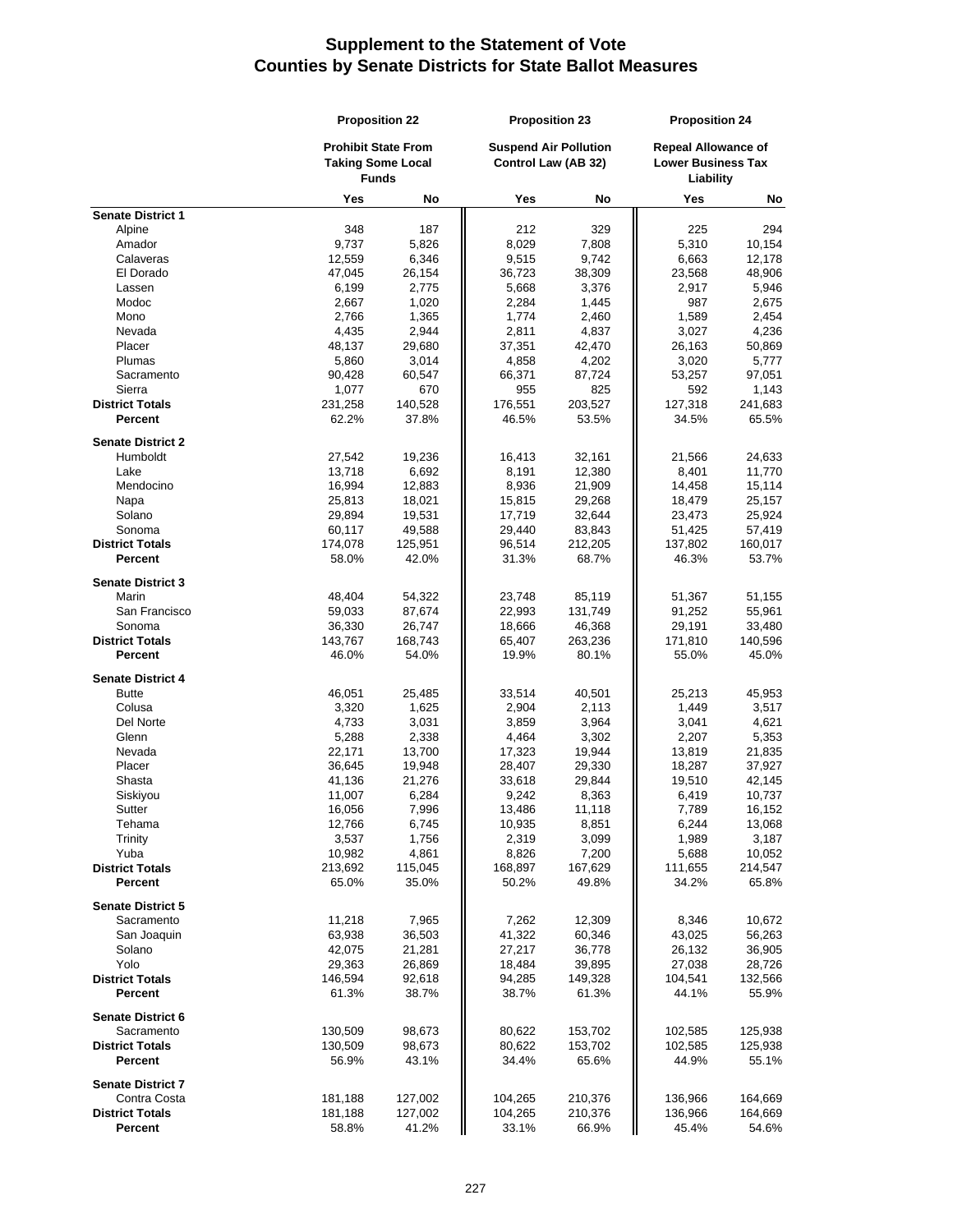# Supplement to the Statement of Vote
## Counties by Senate Districts for State Ballot Measures

| | Proposition 22 | | Proposition 23 | | Proposition 24 | |
|---|---|---|---|---|---|---|
| | Prohibit State From Taking Some Local Funds | | Suspend Air Pollution Control Law (AB 32) | | Repeal Allowance of Lower Business Tax Liability | |
| | Yes | No | Yes | No | Yes | No |
| **Senate District 1** | | | | | | |
| Alpine | 348 | 187 | 212 | 329 | 225 | 294 |
| Amador | 9,737 | 5,826 | 8,029 | 7,808 | 5,310 | 10,154 |
| Calaveras | 12,559 | 6,346 | 9,515 | 9,742 | 6,663 | 12,178 |
| El Dorado | 47,045 | 26,154 | 36,723 | 38,309 | 23,568 | 48,906 |
| Lassen | 6,199 | 2,775 | 5,668 | 3,376 | 2,917 | 5,946 |
| Modoc | 2,667 | 1,020 | 2,284 | 1,445 | 987 | 2,675 |
| Mono | 2,766 | 1,365 | 1,774 | 2,460 | 1,589 | 2,454 |
| Nevada | 4,435 | 2,944 | 2,811 | 4,837 | 3,027 | 4,236 |
| Placer | 48,137 | 29,680 | 37,351 | 42,470 | 26,163 | 50,869 |
| Plumas | 5,860 | 3,014 | 4,858 | 4,202 | 3,020 | 5,777 |
| Sacramento | 90,428 | 60,547 | 66,371 | 87,724 | 53,257 | 97,051 |
| Sierra | 1,077 | 670 | 955 | 825 | 592 | 1,143 |
| **District Totals** | 231,258 | 140,528 | 176,551 | 203,527 | 127,318 | 241,683 |
| **Percent** | 62.2% | 37.8% | 46.5% | 53.5% | 34.5% | 65.5% |
| **Senate District 2** | | | | | | |
| Humboldt | 27,542 | 19,236 | 16,413 | 32,161 | 21,566 | 24,633 |
| Lake | 13,718 | 6,692 | 8,191 | 12,380 | 8,401 | 11,770 |
| Mendocino | 16,994 | 12,883 | 8,936 | 21,909 | 14,458 | 15,114 |
| Napa | 25,813 | 18,021 | 15,815 | 29,268 | 18,479 | 25,157 |
| Solano | 29,894 | 19,531 | 17,719 | 32,644 | 23,473 | 25,924 |
| Sonoma | 60,117 | 49,588 | 29,440 | 83,843 | 51,425 | 57,419 |
| **District Totals** | 174,078 | 125,951 | 96,514 | 212,205 | 137,802 | 160,017 |
| **Percent** | 58.0% | 42.0% | 31.3% | 68.7% | 46.3% | 53.7% |
| **Senate District 3** | | | | | | |
| Marin | 48,404 | 54,322 | 23,748 | 85,119 | 51,367 | 51,155 |
| San Francisco | 59,033 | 87,674 | 22,993 | 131,749 | 91,252 | 55,961 |
| Sonoma | 36,330 | 26,747 | 18,666 | 46,368 | 29,191 | 33,480 |
| **District Totals** | 143,767 | 168,743 | 65,407 | 263,236 | 171,810 | 140,596 |
| **Percent** | 46.0% | 54.0% | 19.9% | 80.1% | 55.0% | 45.0% |
| **Senate District 4** | | | | | | |
| Butte | 46,051 | 25,485 | 33,514 | 40,501 | 25,213 | 45,953 |
| Colusa | 3,320 | 1,625 | 2,904 | 2,113 | 1,449 | 3,517 |
| Del Norte | 4,733 | 3,031 | 3,859 | 3,964 | 3,041 | 4,621 |
| Glenn | 5,288 | 2,338 | 4,464 | 3,302 | 2,207 | 5,353 |
| Nevada | 22,171 | 13,700 | 17,323 | 19,944 | 13,819 | 21,835 |
| Placer | 36,645 | 19,948 | 28,407 | 29,330 | 18,287 | 37,927 |
| Shasta | 41,136 | 21,276 | 33,618 | 29,844 | 19,510 | 42,145 |
| Siskiyou | 11,007 | 6,284 | 9,242 | 8,363 | 6,419 | 10,737 |
| Sutter | 16,056 | 7,996 | 13,486 | 11,118 | 7,789 | 16,152 |
| Tehama | 12,766 | 6,745 | 10,935 | 8,851 | 6,244 | 13,068 |
| Trinity | 3,537 | 1,756 | 2,319 | 3,099 | 1,989 | 3,187 |
| Yuba | 10,982 | 4,861 | 8,826 | 7,200 | 5,688 | 10,052 |
| **District Totals** | 213,692 | 115,045 | 168,897 | 167,629 | 111,655 | 214,547 |
| **Percent** | 65.0% | 35.0% | 50.2% | 49.8% | 34.2% | 65.8% |
| **Senate District 5** | | | | | | |
| Sacramento | 11,218 | 7,965 | 7,262 | 12,309 | 8,346 | 10,672 |
| San Joaquin | 63,938 | 36,503 | 41,322 | 60,346 | 43,025 | 56,263 |
| Solano | 42,075 | 21,281 | 27,217 | 36,778 | 26,132 | 36,905 |
| Yolo | 29,363 | 26,869 | 18,484 | 39,895 | 27,038 | 28,726 |
| **District Totals** | 146,594 | 92,618 | 94,285 | 149,328 | 104,541 | 132,566 |
| **Percent** | 61.3% | 38.7% | 38.7% | 61.3% | 44.1% | 55.9% |
| **Senate District 6** | | | | | | |
| Sacramento | 130,509 | 98,673 | 80,622 | 153,702 | 102,585 | 125,938 |
| **District Totals** | 130,509 | 98,673 | 80,622 | 153,702 | 102,585 | 125,938 |
| **Percent** | 56.9% | 43.1% | 34.4% | 65.6% | 44.9% | 55.1% |
| **Senate District 7** | | | | | | |
| Contra Costa | 181,188 | 127,002 | 104,265 | 210,376 | 136,966 | 164,669 |
| **District Totals** | 181,188 | 127,002 | 104,265 | 210,376 | 136,966 | 164,669 |
| **Percent** | 58.8% | 41.2% | 33.1% | 66.9% | 45.4% | 54.6% |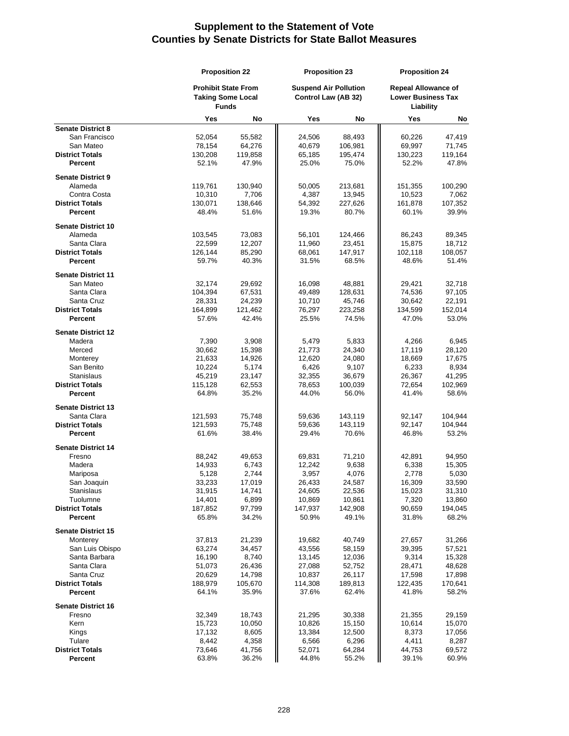# Supplement to the Statement of Vote
## Counties by Senate Districts for State Ballot Measures

| | Proposition 22 | | Proposition 23 | | Proposition 24 | |
|---|---|---|---|---|---|---|
| | Prohibit State From Taking Some Local Funds | | Suspend Air Pollution Control Law (AB 32) | | Repeal Allowance of Lower Business Tax Liability | |
| | Yes | No | Yes | No | Yes | No |
| **Senate District 8** | | | | | | |
| San Francisco | 52,054 | 55,582 | 24,506 | 88,493 | 60,226 | 47,419 |
| San Mateo | 78,154 | 64,276 | 40,679 | 106,981 | 69,997 | 71,745 |
| **District Totals** | 130,208 | 119,858 | 65,185 | 195,474 | 130,223 | 119,164 |
| **Percent** | 52.1% | 47.9% | 25.0% | 75.0% | 52.2% | 47.8% |
| **Senate District 9** | | | | | | |
| Alameda | 119,761 | 130,940 | 50,005 | 213,681 | 151,355 | 100,290 |
| Contra Costa | 10,310 | 7,706 | 4,387 | 13,945 | 10,523 | 7,062 |
| **District Totals** | 130,071 | 138,646 | 54,392 | 227,626 | 161,878 | 107,352 |
| **Percent** | 48.4% | 51.6% | 19.3% | 80.7% | 60.1% | 39.9% |
| **Senate District 10** | | | | | | |
| Alameda | 103,545 | 73,083 | 56,101 | 124,466 | 86,243 | 89,345 |
| Santa Clara | 22,599 | 12,207 | 11,960 | 23,451 | 15,875 | 18,712 |
| **District Totals** | 126,144 | 85,290 | 68,061 | 147,917 | 102,118 | 108,057 |
| **Percent** | 59.7% | 40.3% | 31.5% | 68.5% | 48.6% | 51.4% |
| **Senate District 11** | | | | | | |
| San Mateo | 32,174 | 29,692 | 16,098 | 48,881 | 29,421 | 32,718 |
| Santa Clara | 104,394 | 67,531 | 49,489 | 128,631 | 74,536 | 97,105 |
| Santa Cruz | 28,331 | 24,239 | 10,710 | 45,746 | 30,642 | 22,191 |
| **District Totals** | 164,899 | 121,462 | 76,297 | 223,258 | 134,599 | 152,014 |
| **Percent** | 57.6% | 42.4% | 25.5% | 74.5% | 47.0% | 53.0% |
| **Senate District 12** | | | | | | |
| Madera | 7,390 | 3,908 | 5,479 | 5,833 | 4,266 | 6,945 |
| Merced | 30,662 | 15,398 | 21,773 | 24,340 | 17,119 | 28,120 |
| Monterey | 21,633 | 14,926 | 12,620 | 24,080 | 18,669 | 17,675 |
| San Benito | 10,224 | 5,174 | 6,426 | 9,107 | 6,233 | 8,934 |
| Stanislaus | 45,219 | 23,147 | 32,355 | 36,679 | 26,367 | 41,295 |
| **District Totals** | 115,128 | 62,553 | 78,653 | 100,039 | 72,654 | 102,969 |
| **Percent** | 64.8% | 35.2% | 44.0% | 56.0% | 41.4% | 58.6% |
| **Senate District 13** | | | | | | |
| Santa Clara | 121,593 | 75,748 | 59,636 | 143,119 | 92,147 | 104,944 |
| **District Totals** | 121,593 | 75,748 | 59,636 | 143,119 | 92,147 | 104,944 |
| **Percent** | 61.6% | 38.4% | 29.4% | 70.6% | 46.8% | 53.2% |
| **Senate District 14** | | | | | | |
| Fresno | 88,242 | 49,653 | 69,831 | 71,210 | 42,891 | 94,950 |
| Madera | 14,933 | 6,743 | 12,242 | 9,638 | 6,338 | 15,305 |
| Mariposa | 5,128 | 2,744 | 3,957 | 4,076 | 2,778 | 5,030 |
| San Joaquin | 33,233 | 17,019 | 26,433 | 24,587 | 16,309 | 33,590 |
| Stanislaus | 31,915 | 14,741 | 24,605 | 22,536 | 15,023 | 31,310 |
| Tuolumne | 14,401 | 6,899 | 10,869 | 10,861 | 7,320 | 13,860 |
| **District Totals** | 187,852 | 97,799 | 147,937 | 142,908 | 90,659 | 194,045 |
| **Percent** | 65.8% | 34.2% | 50.9% | 49.1% | 31.8% | 68.2% |
| **Senate District 15** | | | | | | |
| Monterey | 37,813 | 21,239 | 19,682 | 40,749 | 27,657 | 31,266 |
| San Luis Obispo | 63,274 | 34,457 | 43,556 | 58,159 | 39,395 | 57,521 |
| Santa Barbara | 16,190 | 8,740 | 13,145 | 12,036 | 9,314 | 15,328 |
| Santa Clara | 51,073 | 26,436 | 27,088 | 52,752 | 28,471 | 48,628 |
| Santa Cruz | 20,629 | 14,798 | 10,837 | 26,117 | 17,598 | 17,898 |
| **District Totals** | 188,979 | 105,670 | 114,308 | 189,813 | 122,435 | 170,641 |
| **Percent** | 64.1% | 35.9% | 37.6% | 62.4% | 41.8% | 58.2% |
| **Senate District 16** | | | | | | |
| Fresno | 32,349 | 18,743 | 21,295 | 30,338 | 21,355 | 29,159 |
| Kern | 15,723 | 10,050 | 10,826 | 15,150 | 10,614 | 15,070 |
| Kings | 17,132 | 8,605 | 13,384 | 12,500 | 8,373 | 17,056 |
| Tulare | 8,442 | 4,358 | 6,566 | 6,296 | 4,411 | 8,287 |
| **District Totals** | 73,646 | 41,756 | 52,071 | 64,284 | 44,753 | 69,572 |
| **Percent** | 63.8% | 36.2% | 44.8% | 55.2% | 39.1% | 60.9% |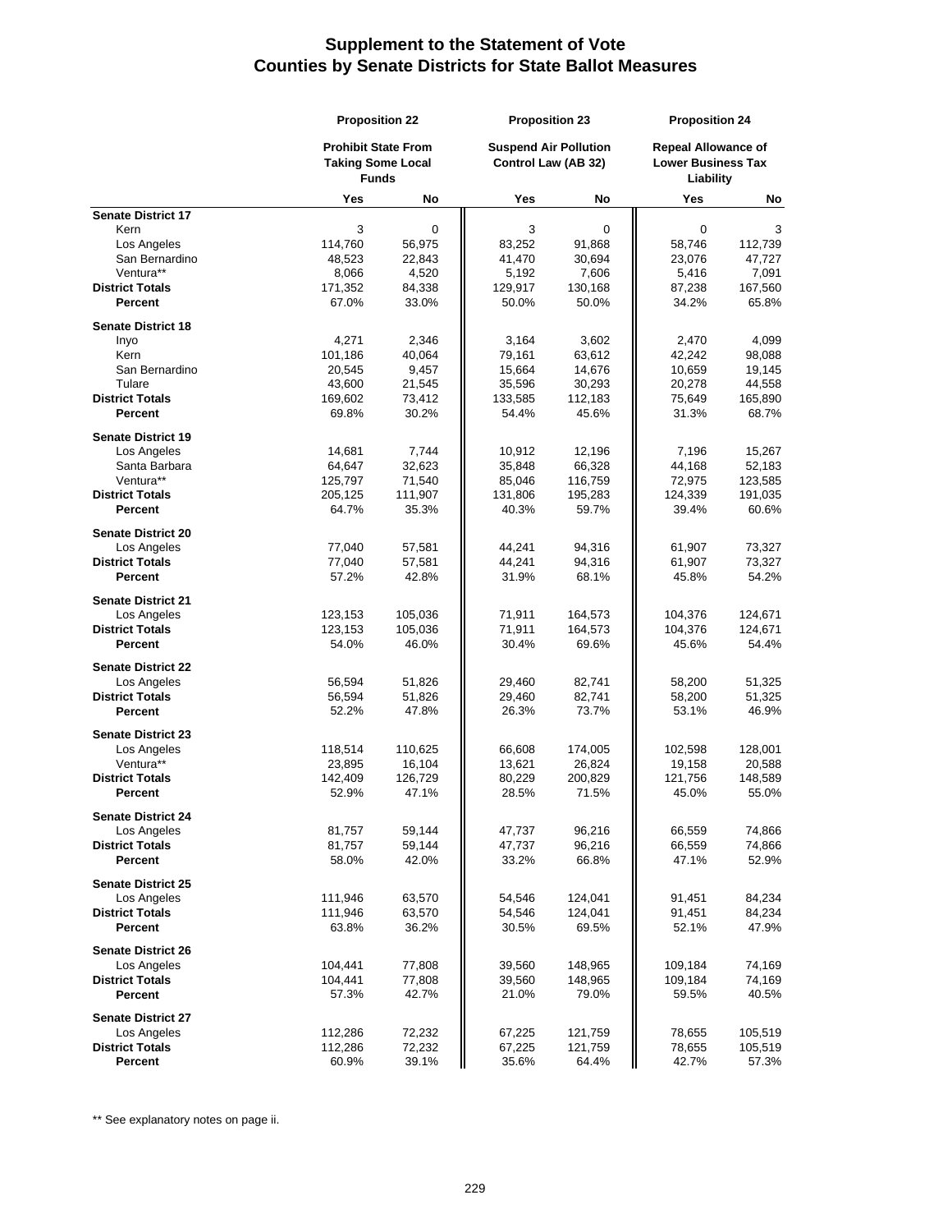# Supplement to the Statement of Vote
# Counties by Senate Districts for State Ballot Measures

| | Proposition 22 | | Proposition 23 | | Proposition 24 | |
|---|---|---|---|---|---|---|
| | Prohibit State From Taking Some Local Funds | | Suspend Air Pollution Control Law (AB 32) | | Repeal Allowance of Lower Business Tax Liability | |
| | Yes | No | Yes | No | Yes | No |
| **Senate District 17** | | | | | | |
| Kern | 3 | 0 | 3 | 0 | 0 | 3 |
| Los Angeles | 114,760 | 56,975 | 83,252 | 91,868 | 58,746 | 112,739 |
| San Bernardino | 48,523 | 22,843 | 41,470 | 30,694 | 23,076 | 47,727 |
| Ventura** | 8,066 | 4,520 | 5,192 | 7,606 | 5,416 | 7,091 |
| **District Totals** | 171,352 | 84,338 | 129,917 | 130,168 | 87,238 | 167,560 |
| **Percent** | 67.0% | 33.0% | 50.0% | 50.0% | 34.2% | 65.8% |
| **Senate District 18** | | | | | | |
| Inyo | 4,271 | 2,346 | 3,164 | 3,602 | 2,470 | 4,099 |
| Kern | 101,186 | 40,064 | 79,161 | 63,612 | 42,242 | 98,088 |
| San Bernardino | 20,545 | 9,457 | 15,664 | 14,676 | 10,659 | 19,145 |
| Tulare | 43,600 | 21,545 | 35,596 | 30,293 | 20,278 | 44,558 |
| **District Totals** | 169,602 | 73,412 | 133,585 | 112,183 | 75,649 | 165,890 |
| **Percent** | 69.8% | 30.2% | 54.4% | 45.6% | 31.3% | 68.7% |
| **Senate District 19** | | | | | | |
| Los Angeles | 14,681 | 7,744 | 10,912 | 12,196 | 7,196 | 15,267 |
| Santa Barbara | 64,647 | 32,623 | 35,848 | 66,328 | 44,168 | 52,183 |
| Ventura** | 125,797 | 71,540 | 85,046 | 116,759 | 72,975 | 123,585 |
| **District Totals** | 205,125 | 111,907 | 131,806 | 195,283 | 124,339 | 191,035 |
| **Percent** | 64.7% | 35.3% | 40.3% | 59.7% | 39.4% | 60.6% |
| **Senate District 20** | | | | | | |
| Los Angeles | 77,040 | 57,581 | 44,241 | 94,316 | 61,907 | 73,327 |
| **District Totals** | 77,040 | 57,581 | 44,241 | 94,316 | 61,907 | 73,327 |
| **Percent** | 57.2% | 42.8% | 31.9% | 68.1% | 45.8% | 54.2% |
| **Senate District 21** | | | | | | |
| Los Angeles | 123,153 | 105,036 | 71,911 | 164,573 | 104,376 | 124,671 |
| **District Totals** | 123,153 | 105,036 | 71,911 | 164,573 | 104,376 | 124,671 |
| **Percent** | 54.0% | 46.0% | 30.4% | 69.6% | 45.6% | 54.4% |
| **Senate District 22** | | | | | | |
| Los Angeles | 56,594 | 51,826 | 29,460 | 82,741 | 58,200 | 51,325 |
| **District Totals** | 56,594 | 51,826 | 29,460 | 82,741 | 58,200 | 51,325 |
| **Percent** | 52.2% | 47.8% | 26.3% | 73.7% | 53.1% | 46.9% |
| **Senate District 23** | | | | | | |
| Los Angeles | 118,514 | 110,625 | 66,608 | 174,005 | 102,598 | 128,001 |
| Ventura** | 23,895 | 16,104 | 13,621 | 26,824 | 19,158 | 20,588 |
| **District Totals** | 142,409 | 126,729 | 80,229 | 200,829 | 121,756 | 148,589 |
| **Percent** | 52.9% | 47.1% | 28.5% | 71.5% | 45.0% | 55.0% |
| **Senate District 24** | | | | | | |
| Los Angeles | 81,757 | 59,144 | 47,737 | 96,216 | 66,559 | 74,866 |
| **District Totals** | 81,757 | 59,144 | 47,737 | 96,216 | 66,559 | 74,866 |
| **Percent** | 58.0% | 42.0% | 33.2% | 66.8% | 47.1% | 52.9% |
| **Senate District 25** | | | | | | |
| Los Angeles | 111,946 | 63,570 | 54,546 | 124,041 | 91,451 | 84,234 |
| **District Totals** | 111,946 | 63,570 | 54,546 | 124,041 | 91,451 | 84,234 |
| **Percent** | 63.8% | 36.2% | 30.5% | 69.5% | 52.1% | 47.9% |
| **Senate District 26** | | | | | | |
| Los Angeles | 104,441 | 77,808 | 39,560 | 148,965 | 109,184 | 74,169 |
| **District Totals** | 104,441 | 77,808 | 39,560 | 148,965 | 109,184 | 74,169 |
| **Percent** | 57.3% | 42.7% | 21.0% | 79.0% | 59.5% | 40.5% |
| **Senate District 27** | | | | | | |
| Los Angeles | 112,286 | 72,232 | 67,225 | 121,759 | 78,655 | 105,519 |
| **District Totals** | 112,286 | 72,232 | 67,225 | 121,759 | 78,655 | 105,519 |
| **Percent** | 60.9% | 39.1% | 35.6% | 64.4% | 42.7% | 57.3% |

** See explanatory notes on page ii.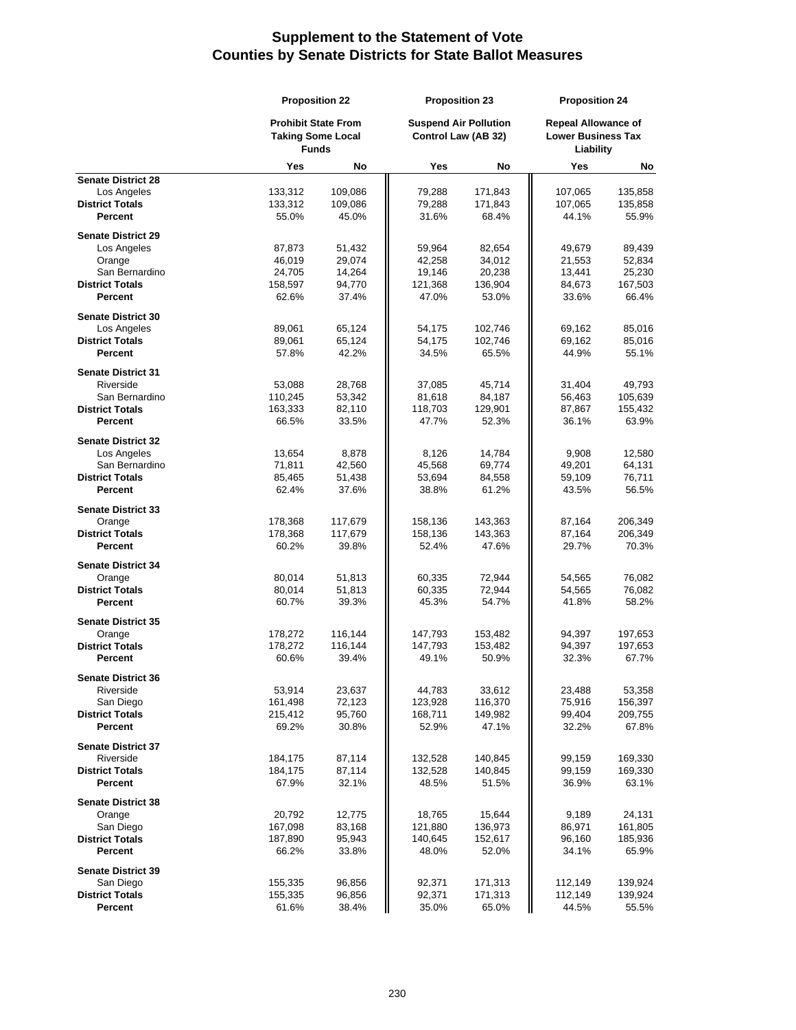# Supplement to the Statement of Vote
# Counties by Senate Districts for State Ballot Measures

| | Proposition 22 | | Proposition 23 | | Proposition 24 | |
|---|---|---|---|---|---|---|
| | Prohibit State From Taking Some Local Funds | | Suspend Air Pollution Control Law (AB 32) | | Repeal Allowance of Lower Business Tax Liability | |
| | Yes | No | Yes | No | Yes | No |
| **Senate District 28** | | | | | | |
| Los Angeles | 133,312 | 109,086 | 79,288 | 171,843 | 107,065 | 135,858 |
| **District Totals** | 133,312 | 109,086 | 79,288 | 171,843 | 107,065 | 135,858 |
| **Percent** | 55.0% | 45.0% | 31.6% | 68.4% | 44.1% | 55.9% |
| **Senate District 29** | | | | | | |
| Los Angeles | 87,873 | 51,432 | 59,964 | 82,654 | 49,679 | 89,439 |
| Orange | 46,019 | 29,074 | 42,258 | 34,012 | 21,553 | 52,834 |
| San Bernardino | 24,705 | 14,264 | 19,146 | 20,238 | 13,441 | 25,230 |
| **District Totals** | 158,597 | 94,770 | 121,368 | 136,904 | 84,673 | 167,503 |
| **Percent** | 62.6% | 37.4% | 47.0% | 53.0% | 33.6% | 66.4% |
| **Senate District 30** | | | | | | |
| Los Angeles | 89,061 | 65,124 | 54,175 | 102,746 | 69,162 | 85,016 |
| **District Totals** | 89,061 | 65,124 | 54,175 | 102,746 | 69,162 | 85,016 |
| **Percent** | 57.8% | 42.2% | 34.5% | 65.5% | 44.9% | 55.1% |
| **Senate District 31** | | | | | | |
| Riverside | 53,088 | 28,768 | 37,085 | 45,714 | 31,404 | 49,793 |
| San Bernardino | 110,245 | 53,342 | 81,618 | 84,187 | 56,463 | 105,639 |
| **District Totals** | 163,333 | 82,110 | 118,703 | 129,901 | 87,867 | 155,432 |
| **Percent** | 66.5% | 33.5% | 47.7% | 52.3% | 36.1% | 63.9% |
| **Senate District 32** | | | | | | |
| Los Angeles | 13,654 | 8,878 | 8,126 | 14,784 | 9,908 | 12,580 |
| San Bernardino | 71,811 | 42,560 | 45,568 | 69,774 | 49,201 | 64,131 |
| **District Totals** | 85,465 | 51,438 | 53,694 | 84,558 | 59,109 | 76,711 |
| **Percent** | 62.4% | 37.6% | 38.8% | 61.2% | 43.5% | 56.5% |
| **Senate District 33** | | | | | | |
| Orange | 178,368 | 117,679 | 158,136 | 143,363 | 87,164 | 206,349 |
| **District Totals** | 178,368 | 117,679 | 158,136 | 143,363 | 87,164 | 206,349 |
| **Percent** | 60.2% | 39.8% | 52.4% | 47.6% | 29.7% | 70.3% |
| **Senate District 34** | | | | | | |
| Orange | 80,014 | 51,813 | 60,335 | 72,944 | 54,565 | 76,082 |
| **District Totals** | 80,014 | 51,813 | 60,335 | 72,944 | 54,565 | 76,082 |
| **Percent** | 60.7% | 39.3% | 45.3% | 54.7% | 41.8% | 58.2% |
| **Senate District 35** | | | | | | |
| Orange | 178,272 | 116,144 | 147,793 | 153,482 | 94,397 | 197,653 |
| **District Totals** | 178,272 | 116,144 | 147,793 | 153,482 | 94,397 | 197,653 |
| **Percent** | 60.6% | 39.4% | 49.1% | 50.9% | 32.3% | 67.7% |
| **Senate District 36** | | | | | | |
| Riverside | 53,914 | 23,637 | 44,783 | 33,612 | 23,488 | 53,358 |
| San Diego | 161,498 | 72,123 | 123,928 | 116,370 | 75,916 | 156,397 |
| **District Totals** | 215,412 | 95,760 | 168,711 | 149,982 | 99,404 | 209,755 |
| **Percent** | 69.2% | 30.8% | 52.9% | 47.1% | 32.2% | 67.8% |
| **Senate District 37** | | | | | | |
| Riverside | 184,175 | 87,114 | 132,528 | 140,845 | 99,159 | 169,330 |
| **District Totals** | 184,175 | 87,114 | 132,528 | 140,845 | 99,159 | 169,330 |
| **Percent** | 67.9% | 32.1% | 48.5% | 51.5% | 36.9% | 63.1% |
| **Senate District 38** | | | | | | |
| Orange | 20,792 | 12,775 | 18,765 | 15,644 | 9,189 | 24,131 |
| San Diego | 167,098 | 83,168 | 121,880 | 136,973 | 86,971 | 161,805 |
| **District Totals** | 187,890 | 95,943 | 140,645 | 152,617 | 96,160 | 185,936 |
| **Percent** | 66.2% | 33.8% | 48.0% | 52.0% | 34.1% | 65.9% |
| **Senate District 39** | | | | | | |
| San Diego | 155,335 | 96,856 | 92,371 | 171,313 | 112,149 | 139,924 |
| **District Totals** | 155,335 | 96,856 | 92,371 | 171,313 | 112,149 | 139,924 |
| **Percent** | 61.6% | 38.4% | 35.0% | 65.0% | 44.5% | 55.5% |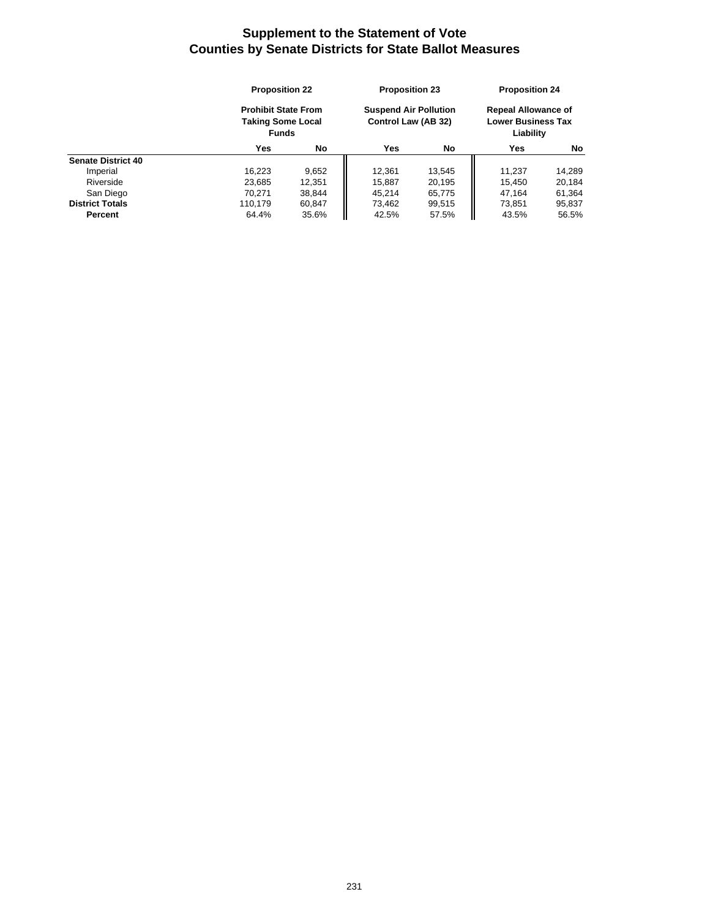# Supplement to the Statement of Vote
## Counties by Senate Districts for State Ballot Measures

| | Proposition 22 | | Proposition 23 | | Proposition 24 | |
|---|---|---|---|---|---|---|
| | Prohibit State From Taking Some Local Funds | | Suspend Air Pollution Control Law (AB 32) | | Repeal Allowance of Lower Business Tax Liability | |
| | Yes | No | Yes | No | Yes | No |
| **Senate District 40** | | | | | | |
| Imperial | 16,223 | 9,652 | 12,361 | 13,545 | 11,237 | 14,289 |
| Riverside | 23,685 | 12,351 | 15,887 | 20,195 | 15,450 | 20,184 |
| San Diego | 70,271 | 38,844 | 45,214 | 65,775 | 47,164 | 61,364 |
| **District Totals** | 110,179 | 60,847 | 73,462 | 99,515 | 73,851 | 95,837 |
| **Percent** | 64.4% | 35.6% | 42.5% | 57.5% | 43.5% | 56.5% |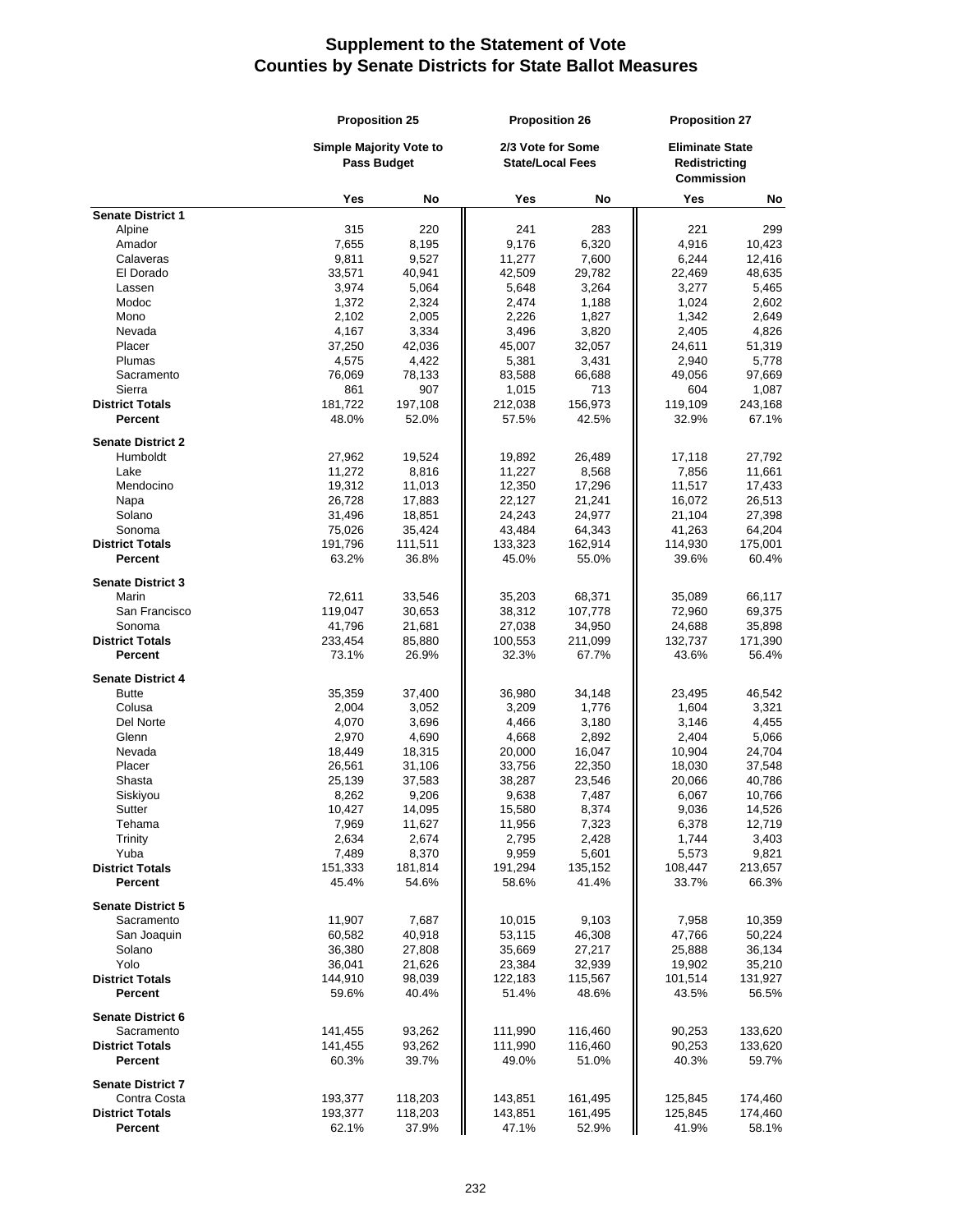# Supplement to the Statement of Vote
# Counties by Senate Districts for State Ballot Measures

| | Proposition 25 | | Proposition 26 | | Proposition 27 | |
|---|---|---|---|---|---|---|
| | Simple Majority Vote to Pass Budget | | 2/3 Vote for Some State/Local Fees | | Eliminate State Redistricting Commission | |
| | Yes | No | Yes | No | Yes | No |
| **Senate District 1** | | | | | | |
| Alpine | 315 | 220 | 241 | 283 | 221 | 299 |
| Amador | 7,655 | 8,195 | 9,176 | 6,320 | 4,916 | 10,423 |
| Calaveras | 9,811 | 9,527 | 11,277 | 7,600 | 6,244 | 12,416 |
| El Dorado | 33,571 | 40,941 | 42,509 | 29,782 | 22,469 | 48,635 |
| Lassen | 3,974 | 5,064 | 5,648 | 3,264 | 3,277 | 5,465 |
| Modoc | 1,372 | 2,324 | 2,474 | 1,188 | 1,024 | 2,602 |
| Mono | 2,102 | 2,005 | 2,226 | 1,827 | 1,342 | 2,649 |
| Nevada | 4,167 | 3,334 | 3,496 | 3,820 | 2,405 | 4,826 |
| Placer | 37,250 | 42,036 | 45,007 | 32,057 | 24,611 | 51,319 |
| Plumas | 4,575 | 4,422 | 5,381 | 3,431 | 2,940 | 5,778 |
| Sacramento | 76,069 | 78,133 | 83,588 | 66,688 | 49,056 | 97,669 |
| Sierra | 861 | 907 | 1,015 | 713 | 604 | 1,087 |
| **District Totals** | 181,722 | 197,108 | 212,038 | 156,973 | 119,109 | 243,168 |
| **Percent** | 48.0% | 52.0% | 57.5% | 42.5% | 32.9% | 67.1% |
| **Senate District 2** | | | | | | |
| Humboldt | 27,962 | 19,524 | 19,892 | 26,489 | 17,118 | 27,792 |
| Lake | 11,272 | 8,816 | 11,227 | 8,568 | 7,856 | 11,661 |
| Mendocino | 19,312 | 11,013 | 12,350 | 17,296 | 11,517 | 17,433 |
| Napa | 26,728 | 17,883 | 22,127 | 21,241 | 16,072 | 26,513 |
| Solano | 31,496 | 18,851 | 24,243 | 24,977 | 21,104 | 27,398 |
| Sonoma | 75,026 | 35,424 | 43,484 | 64,343 | 41,263 | 64,204 |
| **District Totals** | 191,796 | 111,511 | 133,323 | 162,914 | 114,930 | 175,001 |
| **Percent** | 63.2% | 36.8% | 45.0% | 55.0% | 39.6% | 60.4% |
| **Senate District 3** | | | | | | |
| Marin | 72,611 | 33,546 | 35,203 | 68,371 | 35,089 | 66,117 |
| San Francisco | 119,047 | 30,653 | 38,312 | 107,778 | 72,960 | 69,375 |
| Sonoma | 41,796 | 21,681 | 27,038 | 34,950 | 24,688 | 35,898 |
| **District Totals** | 233,454 | 85,880 | 100,553 | 211,099 | 132,737 | 171,390 |
| **Percent** | 73.1% | 26.9% | 32.3% | 67.7% | 43.6% | 56.4% |
| **Senate District 4** | | | | | | |
| Butte | 35,359 | 37,400 | 36,980 | 34,148 | 23,495 | 46,542 |
| Colusa | 2,004 | 3,052 | 3,209 | 1,776 | 1,604 | 3,321 |
| Del Norte | 4,070 | 3,696 | 4,466 | 3,180 | 3,146 | 4,455 |
| Glenn | 2,970 | 4,690 | 4,668 | 2,892 | 2,404 | 5,066 |
| Nevada | 18,449 | 18,315 | 20,000 | 16,047 | 10,904 | 24,704 |
| Placer | 26,561 | 31,106 | 33,756 | 22,350 | 18,030 | 37,548 |
| Shasta | 25,139 | 37,583 | 38,287 | 23,546 | 20,066 | 40,786 |
| Siskiyou | 8,262 | 9,206 | 9,638 | 7,487 | 6,067 | 10,766 |
| Sutter | 10,427 | 14,095 | 15,580 | 8,374 | 9,036 | 14,526 |
| Tehama | 7,969 | 11,627 | 11,956 | 7,323 | 6,378 | 12,719 |
| Trinity | 2,634 | 2,674 | 2,795 | 2,428 | 1,744 | 3,403 |
| Yuba | 7,489 | 8,370 | 9,959 | 5,601 | 5,573 | 9,821 |
| **District Totals** | 151,333 | 181,814 | 191,294 | 135,152 | 108,447 | 213,657 |
| **Percent** | 45.4% | 54.6% | 58.6% | 41.4% | 33.7% | 66.3% |
| **Senate District 5** | | | | | | |
| Sacramento | 11,907 | 7,687 | 10,015 | 9,103 | 7,958 | 10,359 |
| San Joaquin | 60,582 | 40,918 | 53,115 | 46,308 | 47,766 | 50,224 |
| Solano | 36,380 | 27,808 | 35,669 | 27,217 | 25,888 | 36,134 |
| Yolo | 36,041 | 21,626 | 23,384 | 32,939 | 19,902 | 35,210 |
| **District Totals** | 144,910 | 98,039 | 122,183 | 115,567 | 101,514 | 131,927 |
| **Percent** | 59.6% | 40.4% | 51.4% | 48.6% | 43.5% | 56.5% |
| **Senate District 6** | | | | | | |
| Sacramento | 141,455 | 93,262 | 111,990 | 116,460 | 90,253 | 133,620 |
| **District Totals** | 141,455 | 93,262 | 111,990 | 116,460 | 90,253 | 133,620 |
| **Percent** | 60.3% | 39.7% | 49.0% | 51.0% | 40.3% | 59.7% |
| **Senate District 7** | | | | | | |
| Contra Costa | 193,377 | 118,203 | 143,851 | 161,495 | 125,845 | 174,460 |
| **District Totals** | 193,377 | 118,203 | 143,851 | 161,495 | 125,845 | 174,460 |
| **Percent** | 62.1% | 37.9% | 47.1% | 52.9% | 41.9% | 58.1% |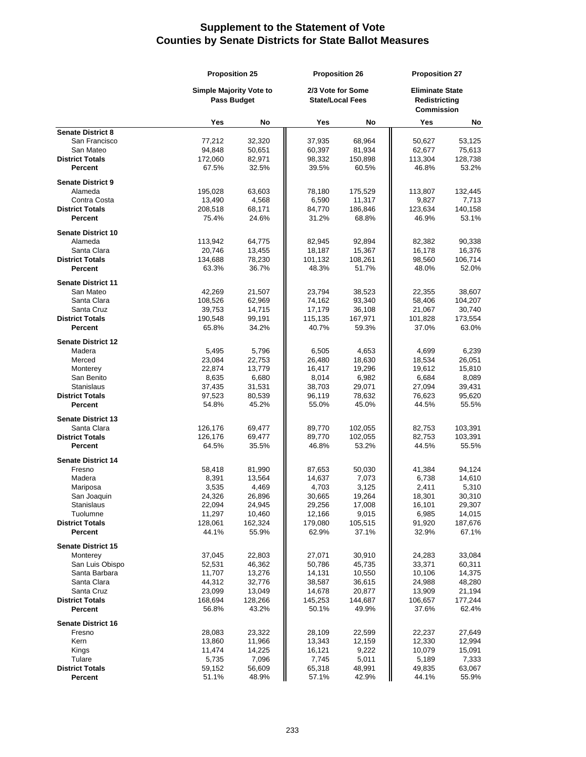# Supplement to the Statement of Vote
## Counties by Senate Districts for State Ballot Measures

| | Proposition 25 | | Proposition 26 | | Proposition 27 | |
|---|---|---|---|---|---|---|
| | Simple Majority Vote to Pass Budget | | 2/3 Vote for Some State/Local Fees | | Eliminate State Redistricting Commission | |
| | Yes | No | Yes | No | Yes | No |
| **Senate District 8** | | | | | | |
| San Francisco | 77,212 | 32,320 | 37,935 | 68,964 | 50,627 | 53,125 |
| San Mateo | 94,848 | 50,651 | 60,397 | 81,934 | 62,677 | 75,613 |
| **District Totals** | 172,060 | 82,971 | 98,332 | 150,898 | 113,304 | 128,738 |
| **Percent** | 67.5% | 32.5% | 39.5% | 60.5% | 46.8% | 53.2% |
| **Senate District 9** | | | | | | |
| Alameda | 195,028 | 63,603 | 78,180 | 175,529 | 113,807 | 132,445 |
| Contra Costa | 13,490 | 4,568 | 6,590 | 11,317 | 9,827 | 7,713 |
| **District Totals** | 208,518 | 68,171 | 84,770 | 186,846 | 123,634 | 140,158 |
| **Percent** | 75.4% | 24.6% | 31.2% | 68.8% | 46.9% | 53.1% |
| **Senate District 10** | | | | | | |
| Alameda | 113,942 | 64,775 | 82,945 | 92,894 | 82,382 | 90,338 |
| Santa Clara | 20,746 | 13,455 | 18,187 | 15,367 | 16,178 | 16,376 |
| **District Totals** | 134,688 | 78,230 | 101,132 | 108,261 | 98,560 | 106,714 |
| **Percent** | 63.3% | 36.7% | 48.3% | 51.7% | 48.0% | 52.0% |
| **Senate District 11** | | | | | | |
| San Mateo | 42,269 | 21,507 | 23,794 | 38,523 | 22,355 | 38,607 |
| Santa Clara | 108,526 | 62,969 | 74,162 | 93,340 | 58,406 | 104,207 |
| Santa Cruz | 39,753 | 14,715 | 17,179 | 36,108 | 21,067 | 30,740 |
| **District Totals** | 190,548 | 99,191 | 115,135 | 167,971 | 101,828 | 173,554 |
| **Percent** | 65.8% | 34.2% | 40.7% | 59.3% | 37.0% | 63.0% |
| **Senate District 12** | | | | | | |
| Madera | 5,495 | 5,796 | 6,505 | 4,653 | 4,699 | 6,239 |
| Merced | 23,084 | 22,753 | 26,480 | 18,630 | 18,534 | 26,051 |
| Monterey | 22,874 | 13,779 | 16,417 | 19,296 | 19,612 | 15,810 |
| San Benito | 8,635 | 6,680 | 8,014 | 6,982 | 6,684 | 8,089 |
| Stanislaus | 37,435 | 31,531 | 38,703 | 29,071 | 27,094 | 39,431 |
| **District Totals** | 97,523 | 80,539 | 96,119 | 78,632 | 76,623 | 95,620 |
| **Percent** | 54.8% | 45.2% | 55.0% | 45.0% | 44.5% | 55.5% |
| **Senate District 13** | | | | | | |
| Santa Clara | 126,176 | 69,477 | 89,770 | 102,055 | 82,753 | 103,391 |
| **District Totals** | 126,176 | 69,477 | 89,770 | 102,055 | 82,753 | 103,391 |
| **Percent** | 64.5% | 35.5% | 46.8% | 53.2% | 44.5% | 55.5% |
| **Senate District 14** | | | | | | |
| Fresno | 58,418 | 81,990 | 87,653 | 50,030 | 41,384 | 94,124 |
| Madera | 8,391 | 13,564 | 14,637 | 7,073 | 6,738 | 14,610 |
| Mariposa | 3,535 | 4,469 | 4,703 | 3,125 | 2,411 | 5,310 |
| San Joaquin | 24,326 | 26,896 | 30,665 | 19,264 | 18,301 | 30,310 |
| Stanislaus | 22,094 | 24,945 | 29,256 | 17,008 | 16,101 | 29,307 |
| Tuolumne | 11,297 | 10,460 | 12,166 | 9,015 | 6,985 | 14,015 |
| **District Totals** | 128,061 | 162,324 | 179,080 | 105,515 | 91,920 | 187,676 |
| **Percent** | 44.1% | 55.9% | 62.9% | 37.1% | 32.9% | 67.1% |
| **Senate District 15** | | | | | | |
| Monterey | 37,045 | 22,803 | 27,071 | 30,910 | 24,283 | 33,084 |
| San Luis Obispo | 52,531 | 46,362 | 50,786 | 45,735 | 33,371 | 60,311 |
| Santa Barbara | 11,707 | 13,276 | 14,131 | 10,550 | 10,106 | 14,375 |
| Santa Clara | 44,312 | 32,776 | 38,587 | 36,615 | 24,988 | 48,280 |
| Santa Cruz | 23,099 | 13,049 | 14,678 | 20,877 | 13,909 | 21,194 |
| **District Totals** | 168,694 | 128,266 | 145,253 | 144,687 | 106,657 | 177,244 |
| **Percent** | 56.8% | 43.2% | 50.1% | 49.9% | 37.6% | 62.4% |
| **Senate District 16** | | | | | | |
| Fresno | 28,083 | 23,322 | 28,109 | 22,599 | 22,237 | 27,649 |
| Kern | 13,860 | 11,966 | 13,343 | 12,159 | 12,330 | 12,994 |
| Kings | 11,474 | 14,225 | 16,121 | 9,222 | 10,079 | 15,091 |
| Tulare | 5,735 | 7,096 | 7,745 | 5,011 | 5,189 | 7,333 |
| **District Totals** | 59,152 | 56,609 | 65,318 | 48,991 | 49,835 | 63,067 |
| **Percent** | 51.1% | 48.9% | 57.1% | 42.9% | 44.1% | 55.9% |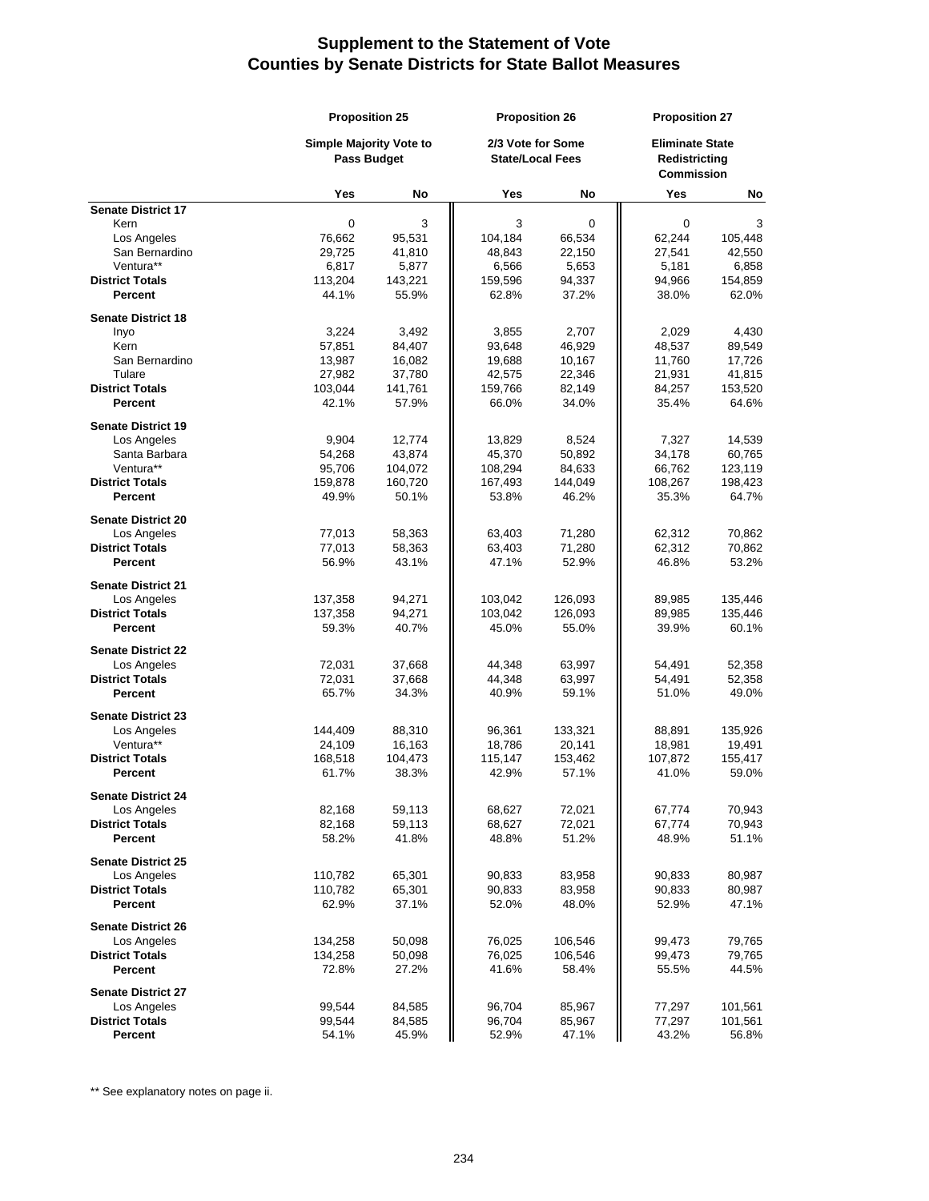# Supplement to the Statement of Vote
## Counties by Senate Districts for State Ballot Measures

| | Proposition 25 | | Proposition 26 | | Proposition 27 | |
|---|---|---|---|---|---|---|
| | Simple Majority Vote to Pass Budget | | 2/3 Vote for Some State/Local Fees | | Eliminate State Redistricting Commission | |
| | Yes | No | Yes | No | Yes | No |
| **Senate District 17** | | | | | | |
| Kern | 0 | 3 | 3 | 0 | 0 | 3 |
| Los Angeles | 76,662 | 95,531 | 104,184 | 66,534 | 62,244 | 105,448 |
| San Bernardino | 29,725 | 41,810 | 48,843 | 22,150 | 27,541 | 42,550 |
| Ventura** | 6,817 | 5,877 | 6,566 | 5,653 | 5,181 | 6,858 |
| **District Totals** | 113,204 | 143,221 | 159,596 | 94,337 | 94,966 | 154,859 |
| **Percent** | 44.1% | 55.9% | 62.8% | 37.2% | 38.0% | 62.0% |
| **Senate District 18** | | | | | | |
| Inyo | 3,224 | 3,492 | 3,855 | 2,707 | 2,029 | 4,430 |
| Kern | 57,851 | 84,407 | 93,648 | 46,929 | 48,537 | 89,549 |
| San Bernardino | 13,987 | 16,082 | 19,688 | 10,167 | 11,760 | 17,726 |
| Tulare | 27,982 | 37,780 | 42,575 | 22,346 | 21,931 | 41,815 |
| **District Totals** | 103,044 | 141,761 | 159,766 | 82,149 | 84,257 | 153,520 |
| **Percent** | 42.1% | 57.9% | 66.0% | 34.0% | 35.4% | 64.6% |
| **Senate District 19** | | | | | | |
| Los Angeles | 9,904 | 12,774 | 13,829 | 8,524 | 7,327 | 14,539 |
| Santa Barbara | 54,268 | 43,874 | 45,370 | 50,892 | 34,178 | 60,765 |
| Ventura** | 95,706 | 104,072 | 108,294 | 84,633 | 66,762 | 123,119 |
| **District Totals** | 159,878 | 160,720 | 167,493 | 144,049 | 108,267 | 198,423 |
| **Percent** | 49.9% | 50.1% | 53.8% | 46.2% | 35.3% | 64.7% |
| **Senate District 20** | | | | | | |
| Los Angeles | 77,013 | 58,363 | 63,403 | 71,280 | 62,312 | 70,862 |
| **District Totals** | 77,013 | 58,363 | 63,403 | 71,280 | 62,312 | 70,862 |
| **Percent** | 56.9% | 43.1% | 47.1% | 52.9% | 46.8% | 53.2% |
| **Senate District 21** | | | | | | |
| Los Angeles | 137,358 | 94,271 | 103,042 | 126,093 | 89,985 | 135,446 |
| **District Totals** | 137,358 | 94,271 | 103,042 | 126,093 | 89,985 | 135,446 |
| **Percent** | 59.3% | 40.7% | 45.0% | 55.0% | 39.9% | 60.1% |
| **Senate District 22** | | | | | | |
| Los Angeles | 72,031 | 37,668 | 44,348 | 63,997 | 54,491 | 52,358 |
| **District Totals** | 72,031 | 37,668 | 44,348 | 63,997 | 54,491 | 52,358 |
| **Percent** | 65.7% | 34.3% | 40.9% | 59.1% | 51.0% | 49.0% |
| **Senate District 23** | | | | | | |
| Los Angeles | 144,409 | 88,310 | 96,361 | 133,321 | 88,891 | 135,926 |
| Ventura** | 24,109 | 16,163 | 18,786 | 20,141 | 18,981 | 19,491 |
| **District Totals** | 168,518 | 104,473 | 115,147 | 153,462 | 107,872 | 155,417 |
| **Percent** | 61.7% | 38.3% | 42.9% | 57.1% | 41.0% | 59.0% |
| **Senate District 24** | | | | | | |
| Los Angeles | 82,168 | 59,113 | 68,627 | 72,021 | 67,774 | 70,943 |
| **District Totals** | 82,168 | 59,113 | 68,627 | 72,021 | 67,774 | 70,943 |
| **Percent** | 58.2% | 41.8% | 48.8% | 51.2% | 48.9% | 51.1% |
| **Senate District 25** | | | | | | |
| Los Angeles | 110,782 | 65,301 | 90,833 | 83,958 | 90,833 | 80,987 |
| **District Totals** | 110,782 | 65,301 | 90,833 | 83,958 | 90,833 | 80,987 |
| **Percent** | 62.9% | 37.1% | 52.0% | 48.0% | 52.9% | 47.1% |
| **Senate District 26** | | | | | | |
| Los Angeles | 134,258 | 50,098 | 76,025 | 106,546 | 99,473 | 79,765 |
| **District Totals** | 134,258 | 50,098 | 76,025 | 106,546 | 99,473 | 79,765 |
| **Percent** | 72.8% | 27.2% | 41.6% | 58.4% | 55.5% | 44.5% |
| **Senate District 27** | | | | | | |
| Los Angeles | 99,544 | 84,585 | 96,704 | 85,967 | 77,297 | 101,561 |
| **District Totals** | 99,544 | 84,585 | 96,704 | 85,967 | 77,297 | 101,561 |
| **Percent** | 54.1% | 45.9% | 52.9% | 47.1% | 43.2% | 56.8% |

** See explanatory notes on page ii.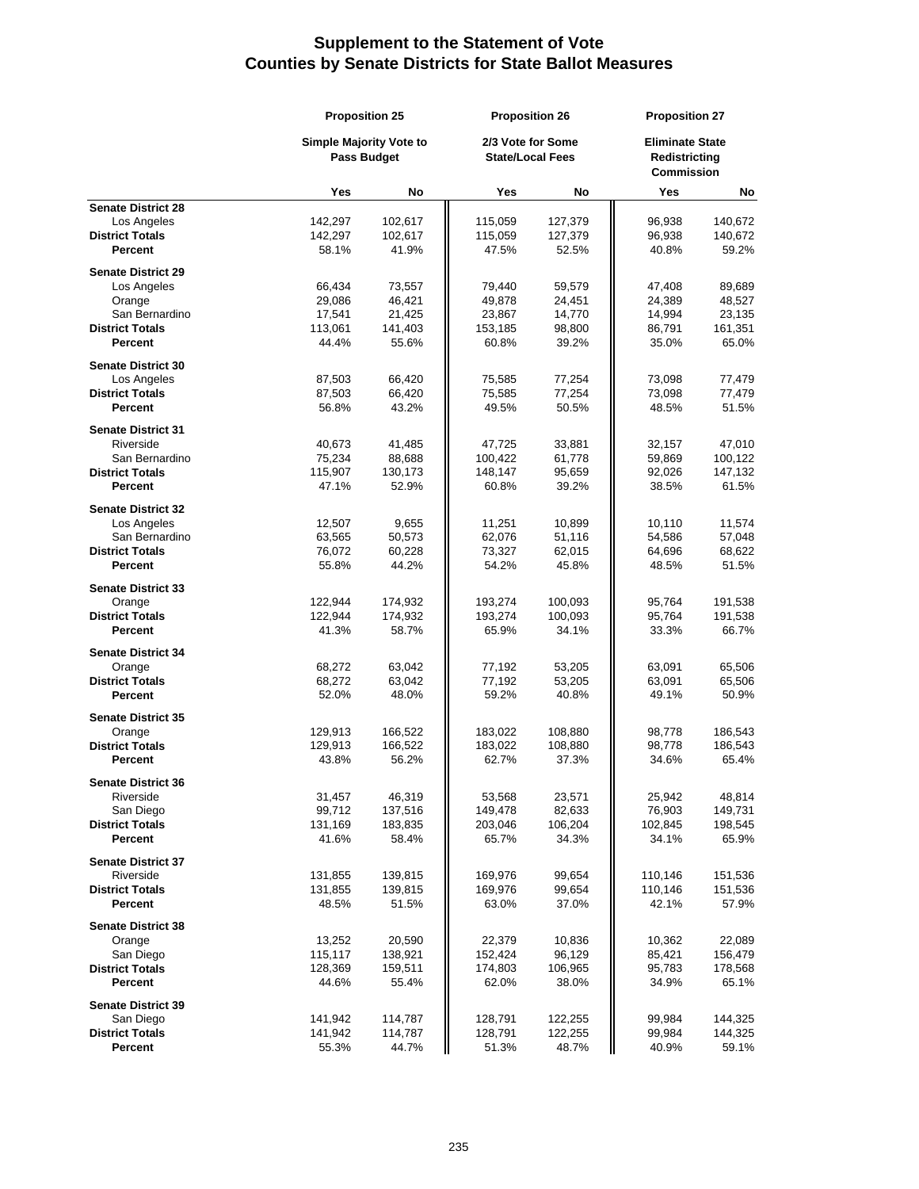# Supplement to the Statement of Vote
## Counties by Senate Districts for State Ballot Measures

| | Proposition 25 | | Proposition 26 | | Proposition 27 | |
|---|---|---|---|---|---|---|
| | Simple Majority Vote to Pass Budget | | 2/3 Vote for Some State/Local Fees | | Eliminate State Redistricting Commission | |
| | Yes | No | Yes | No | Yes | No |
| **Senate District 28** | | | | | | |
| Los Angeles | 142,297 | 102,617 | 115,059 | 127,379 | 96,938 | 140,672 |
| **District Totals** | 142,297 | 102,617 | 115,059 | 127,379 | 96,938 | 140,672 |
| **Percent** | 58.1% | 41.9% | 47.5% | 52.5% | 40.8% | 59.2% |
| **Senate District 29** | | | | | | |
| Los Angeles | 66,434 | 73,557 | 79,440 | 59,579 | 47,408 | 89,689 |
| Orange | 29,086 | 46,421 | 49,878 | 24,451 | 24,389 | 48,527 |
| San Bernardino | 17,541 | 21,425 | 23,867 | 14,770 | 14,994 | 23,135 |
| **District Totals** | 113,061 | 141,403 | 153,185 | 98,800 | 86,791 | 161,351 |
| **Percent** | 44.4% | 55.6% | 60.8% | 39.2% | 35.0% | 65.0% |
| **Senate District 30** | | | | | | |
| Los Angeles | 87,503 | 66,420 | 75,585 | 77,254 | 73,098 | 77,479 |
| **District Totals** | 87,503 | 66,420 | 75,585 | 77,254 | 73,098 | 77,479 |
| **Percent** | 56.8% | 43.2% | 49.5% | 50.5% | 48.5% | 51.5% |
| **Senate District 31** | | | | | | |
| Riverside | 40,673 | 41,485 | 47,725 | 33,881 | 32,157 | 47,010 |
| San Bernardino | 75,234 | 88,688 | 100,422 | 61,778 | 59,869 | 100,122 |
| **District Totals** | 115,907 | 130,173 | 148,147 | 95,659 | 92,026 | 147,132 |
| **Percent** | 47.1% | 52.9% | 60.8% | 39.2% | 38.5% | 61.5% |
| **Senate District 32** | | | | | | |
| Los Angeles | 12,507 | 9,655 | 11,251 | 10,899 | 10,110 | 11,574 |
| San Bernardino | 63,565 | 50,573 | 62,076 | 51,116 | 54,586 | 57,048 |
| **District Totals** | 76,072 | 60,228 | 73,327 | 62,015 | 64,696 | 68,622 |
| **Percent** | 55.8% | 44.2% | 54.2% | 45.8% | 48.5% | 51.5% |
| **Senate District 33** | | | | | | |
| Orange | 122,944 | 174,932 | 193,274 | 100,093 | 95,764 | 191,538 |
| **District Totals** | 122,944 | 174,932 | 193,274 | 100,093 | 95,764 | 191,538 |
| **Percent** | 41.3% | 58.7% | 65.9% | 34.1% | 33.3% | 66.7% |
| **Senate District 34** | | | | | | |
| Orange | 68,272 | 63,042 | 77,192 | 53,205 | 63,091 | 65,506 |
| **District Totals** | 68,272 | 63,042 | 77,192 | 53,205 | 63,091 | 65,506 |
| **Percent** | 52.0% | 48.0% | 59.2% | 40.8% | 49.1% | 50.9% |
| **Senate District 35** | | | | | | |
| Orange | 129,913 | 166,522 | 183,022 | 108,880 | 98,778 | 186,543 |
| **District Totals** | 129,913 | 166,522 | 183,022 | 108,880 | 98,778 | 186,543 |
| **Percent** | 43.8% | 56.2% | 62.7% | 37.3% | 34.6% | 65.4% |
| **Senate District 36** | | | | | | |
| Riverside | 31,457 | 46,319 | 53,568 | 23,571 | 25,942 | 48,814 |
| San Diego | 99,712 | 137,516 | 149,478 | 82,633 | 76,903 | 149,731 |
| **District Totals** | 131,169 | 183,835 | 203,046 | 106,204 | 102,845 | 198,545 |
| **Percent** | 41.6% | 58.4% | 65.7% | 34.3% | 34.1% | 65.9% |
| **Senate District 37** | | | | | | |
| Riverside | 131,855 | 139,815 | 169,976 | 99,654 | 110,146 | 151,536 |
| **District Totals** | 131,855 | 139,815 | 169,976 | 99,654 | 110,146 | 151,536 |
| **Percent** | 48.5% | 51.5% | 63.0% | 37.0% | 42.1% | 57.9% |
| **Senate District 38** | | | | | | |
| Orange | 13,252 | 20,590 | 22,379 | 10,836 | 10,362 | 22,089 |
| San Diego | 115,117 | 138,921 | 152,424 | 96,129 | 85,421 | 156,479 |
| **District Totals** | 128,369 | 159,511 | 174,803 | 106,965 | 95,783 | 178,568 |
| **Percent** | 44.6% | 55.4% | 62.0% | 38.0% | 34.9% | 65.1% |
| **Senate District 39** | | | | | | |
| San Diego | 141,942 | 114,787 | 128,791 | 122,255 | 99,984 | 144,325 |
| **District Totals** | 141,942 | 114,787 | 128,791 | 122,255 | 99,984 | 144,325 |
| **Percent** | 55.3% | 44.7% | 51.3% | 48.7% | 40.9% | 59.1% |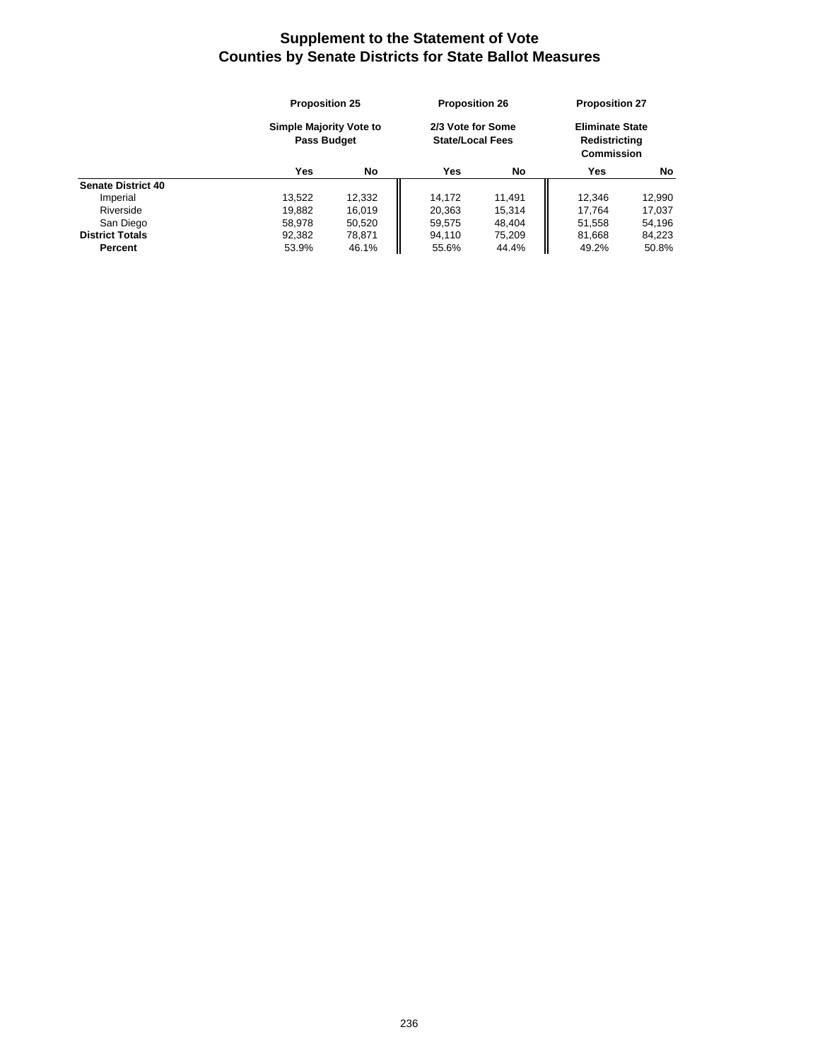# Supplement to the Statement of Vote
## Counties by Senate Districts for State Ballot Measures

| | Proposition 25 | | Proposition 26 | | Proposition 27 | |
|---|---|---|---|---|---|---|
| | Simple Majority Vote to Pass Budget | | 2/3 Vote for Some State/Local Fees | | Eliminate State Redistricting Commission | |
| | Yes | No | Yes | No | Yes | No |
| **Senate District 40** | | | | | | |
| Imperial | 13,522 | 12,332 | 14,172 | 11,491 | 12,346 | 12,990 |
| Riverside | 19,882 | 16,019 | 20,363 | 15,314 | 17,764 | 17,037 |
| San Diego | 58,978 | 50,520 | 59,575 | 48,404 | 51,558 | 54,196 |
| **District Totals** | 92,382 | 78,871 | 94,110 | 75,209 | 81,668 | 84,223 |
| **Percent** | 53.9% | 46.1% | 55.6% | 44.4% | 49.2% | 50.8% |